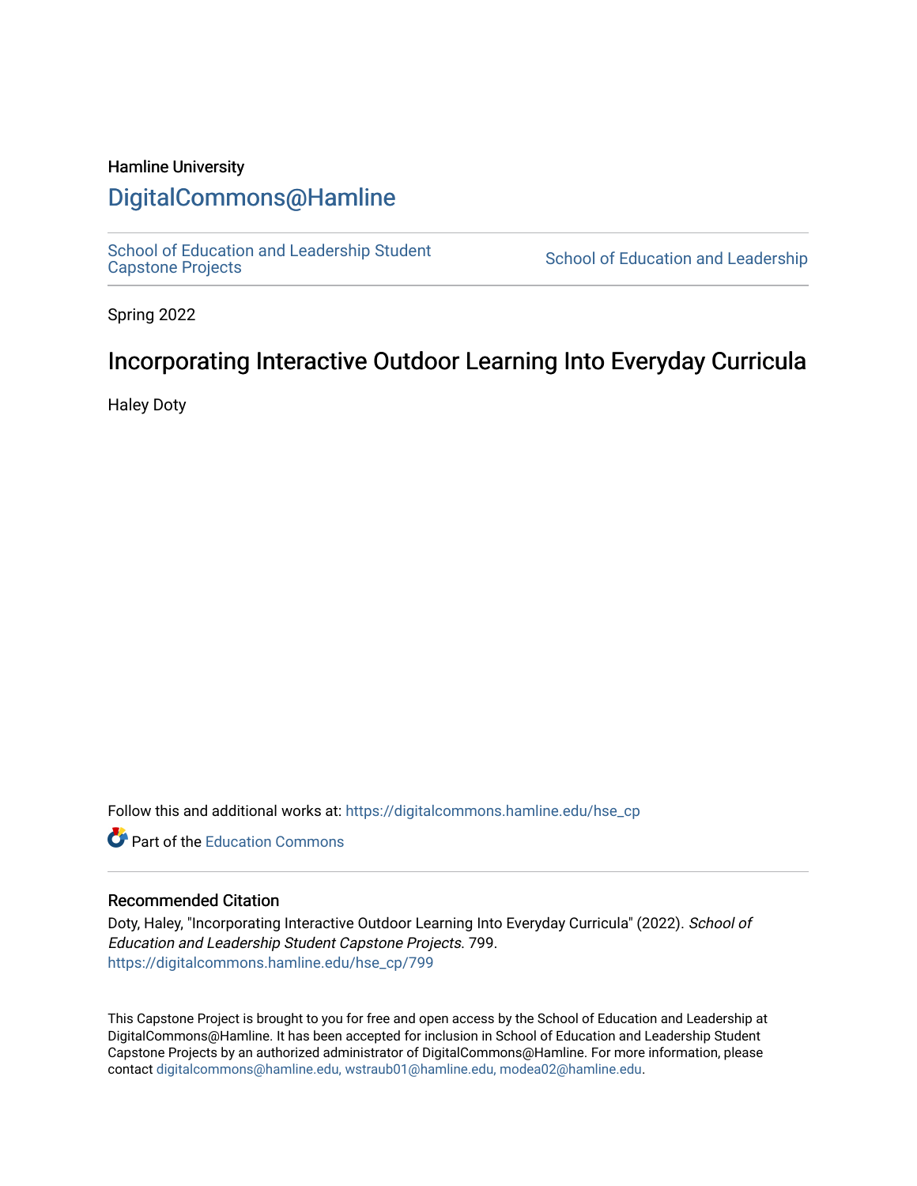Hamline University

# DigitalCommons@Hamline

School of Education and Leadership Student Capstone Projects | School of Education and Leadership

Spring 2022

## Incorporating Interactive Outdoor Learning Into Everyday Curricula

Haley Doty

Follow this and additional works at: https://digitalcommons.hamline.edu/hse_cp

Part of the Education Commons

### Recommended Citation

Doty, Haley, "Incorporating Interactive Outdoor Learning Into Everyday Curricula" (2022). *School of Education and Leadership Student Capstone Projects*. 799.
https://digitalcommons.hamline.edu/hse_cp/799

This Capstone Project is brought to you for free and open access by the School of Education and Leadership at DigitalCommons@Hamline. It has been accepted for inclusion in School of Education and Leadership Student Capstone Projects by an authorized administrator of DigitalCommons@Hamline. For more information, please contact digitalcommons@hamline.edu, wstraub01@hamline.edu, modea02@hamline.edu.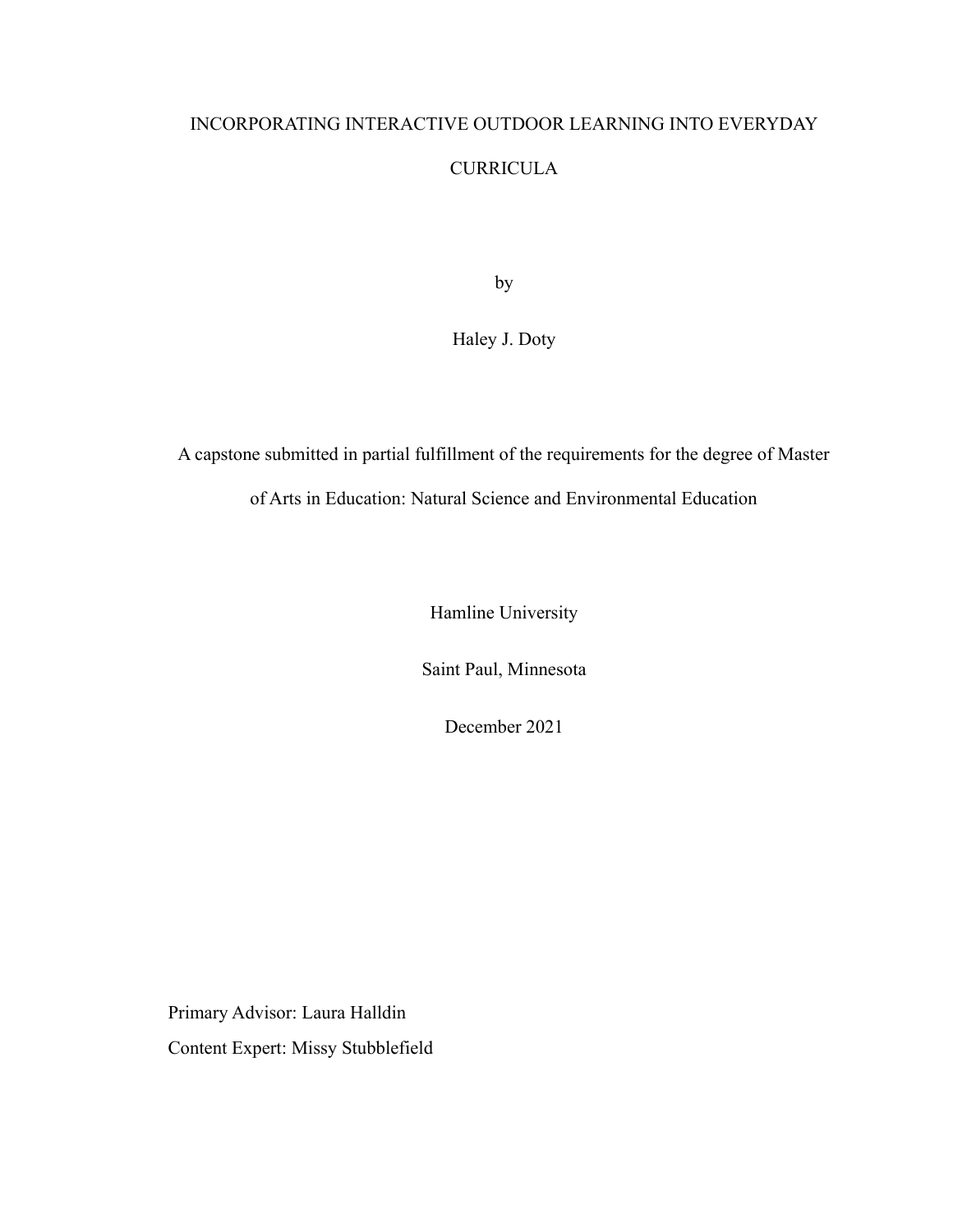# INCORPORATING INTERACTIVE OUTDOOR LEARNING INTO EVERYDAY CURRICULA

by

Haley J. Doty

A capstone submitted in partial fulfillment of the requirements for the degree of Master of Arts in Education: Natural Science and Environmental Education

Hamline University

Saint Paul, Minnesota

December 2021

Primary Advisor: Laura Halldin

Content Expert: Missy Stubblefield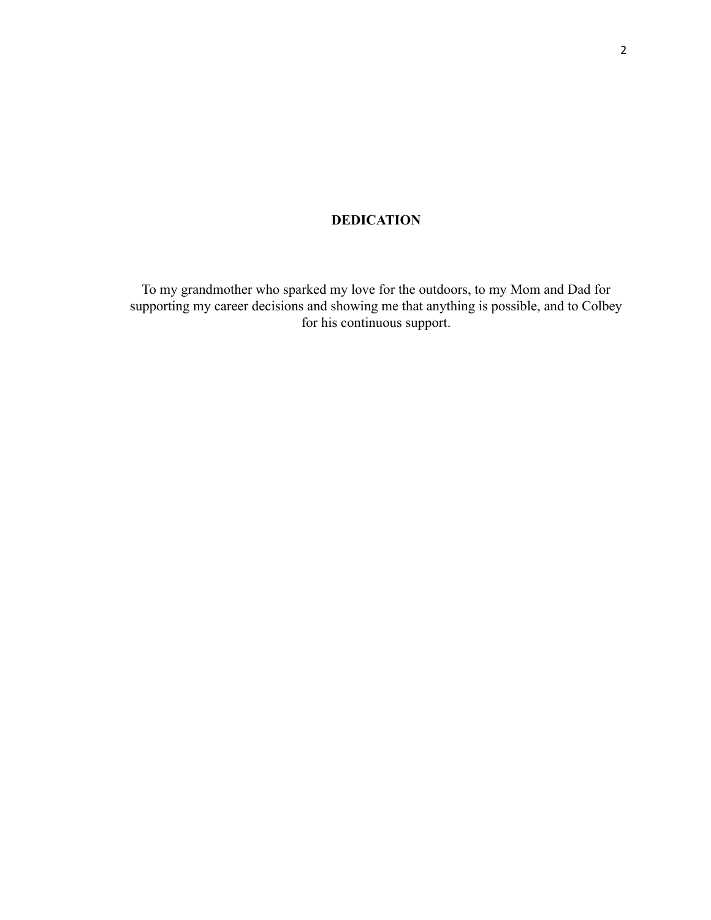# DEDICATION

To my grandmother who sparked my love for the outdoors, to my Mom and Dad for supporting my career decisions and showing me that anything is possible, and to Colbey for his continuous support.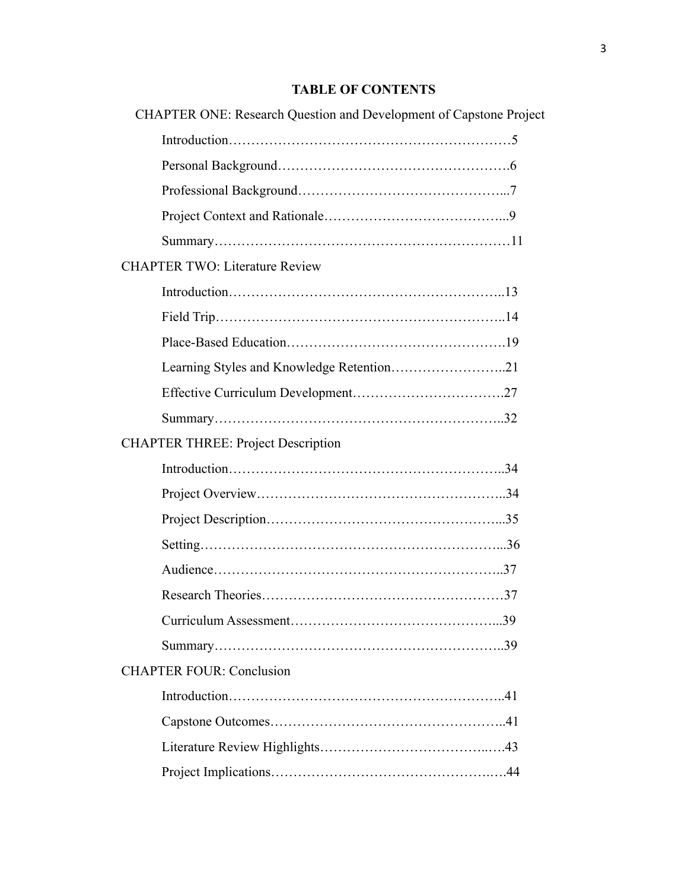**TABLE OF CONTENTS**

CHAPTER ONE: Research Question and Development of Capstone Project

- Introduction……………………………………………………5
- Personal Background……………………………………………6
- Professional Background……………………………………...7
- Project Context and Rationale………………………………...9
- Summary…………………………………………………………11

CHAPTER TWO: Literature Review

- Introduction……………………………………………………..13
- Field Trip………………………………………………………..14
- Place-Based Education………………………………………….19
- Learning Styles and Knowledge Retention……………………..21
- Effective Curriculum Development…………………………….27
- Summary………………………………………………………..32

CHAPTER THREE: Project Description

- Introduction……………………………………………………..34
- Project Overview………………………………………………..34
- Project Description……………………………………………...35
- Setting…………………………………………………………...36
- Audience………………………………………………………..37
- Research Theories………………………………………………37
- Curriculum Assessment………………………………………...39
- Summary………………………………………………………..39

CHAPTER FOUR: Conclusion

- Introduction……………………………………………………..41
- Capstone Outcomes……………………………………………..41
- Literature Review Highlights…………………………………...43
- Project Implications…………………………………………….44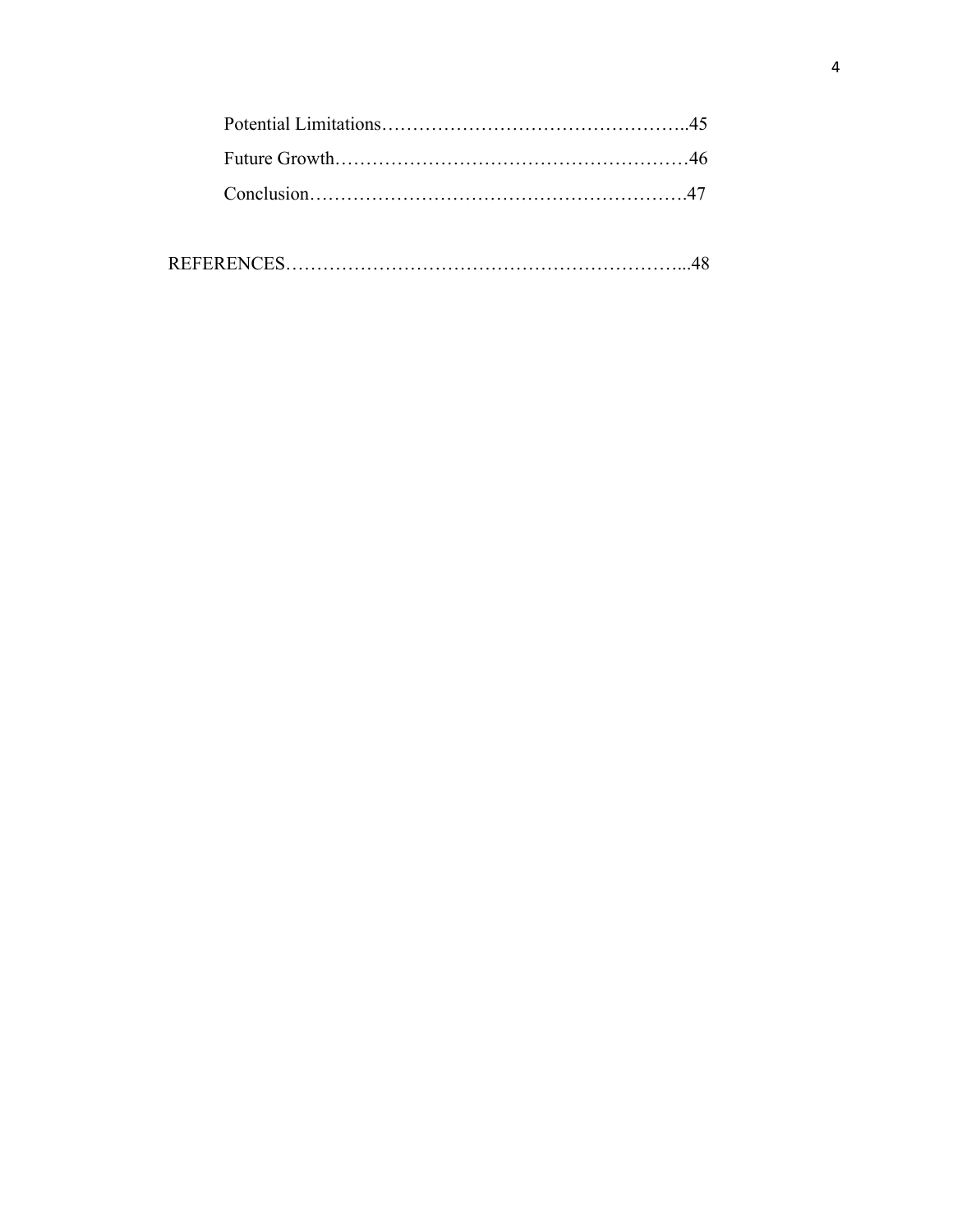Potential Limitations………………………………………………..45

Future Growth…………………………………………………46

Conclusion…………………………………………………….47

REFERENCES…………………………………………………………...48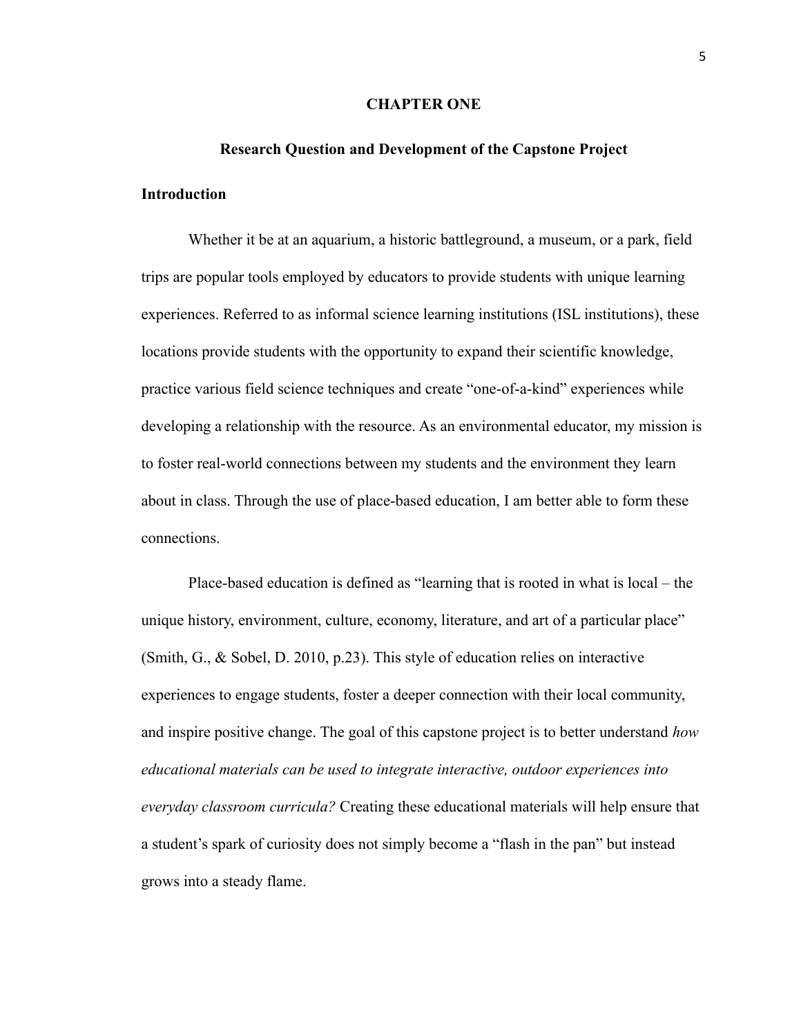# CHAPTER ONE

## Research Question and Development of the Capstone Project

### Introduction

Whether it be at an aquarium, a historic battleground, a museum, or a park, field trips are popular tools employed by educators to provide students with unique learning experiences. Referred to as informal science learning institutions (ISL institutions), these locations provide students with the opportunity to expand their scientific knowledge, practice various field science techniques and create "one-of-a-kind" experiences while developing a relationship with the resource. As an environmental educator, my mission is to foster real-world connections between my students and the environment they learn about in class. Through the use of place-based education, I am better able to form these connections.

Place-based education is defined as "learning that is rooted in what is local – the unique history, environment, culture, economy, literature, and art of a particular place" (Smith, G., & Sobel, D. 2010, p.23). This style of education relies on interactive experiences to engage students, foster a deeper connection with their local community, and inspire positive change. The goal of this capstone project is to better understand *how educational materials can be used to integrate interactive, outdoor experiences into everyday classroom curricula?* Creating these educational materials will help ensure that a student's spark of curiosity does not simply become a "flash in the pan" but instead grows into a steady flame.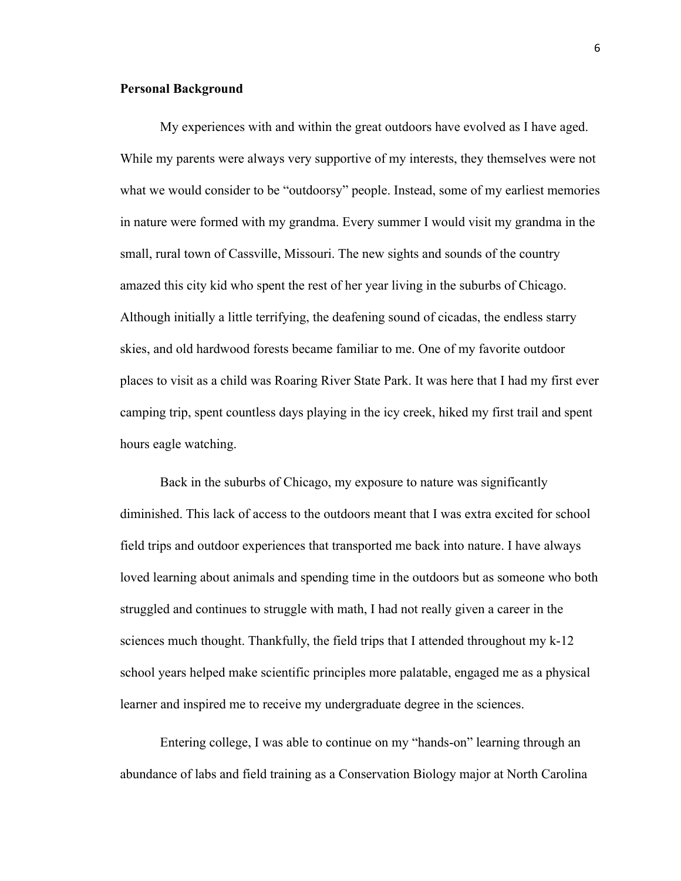**Personal Background**

My experiences with and within the great outdoors have evolved as I have aged. While my parents were always very supportive of my interests, they themselves were not what we would consider to be "outdoorsy" people. Instead, some of my earliest memories in nature were formed with my grandma. Every summer I would visit my grandma in the small, rural town of Cassville, Missouri. The new sights and sounds of the country amazed this city kid who spent the rest of her year living in the suburbs of Chicago. Although initially a little terrifying, the deafening sound of cicadas, the endless starry skies, and old hardwood forests became familiar to me. One of my favorite outdoor places to visit as a child was Roaring River State Park. It was here that I had my first ever camping trip, spent countless days playing in the icy creek, hiked my first trail and spent hours eagle watching.

Back in the suburbs of Chicago, my exposure to nature was significantly diminished. This lack of access to the outdoors meant that I was extra excited for school field trips and outdoor experiences that transported me back into nature. I have always loved learning about animals and spending time in the outdoors but as someone who both struggled and continues to struggle with math, I had not really given a career in the sciences much thought. Thankfully, the field trips that I attended throughout my k-12 school years helped make scientific principles more palatable, engaged me as a physical learner and inspired me to receive my undergraduate degree in the sciences.

Entering college, I was able to continue on my "hands-on" learning through an abundance of labs and field training as a Conservation Biology major at North Carolina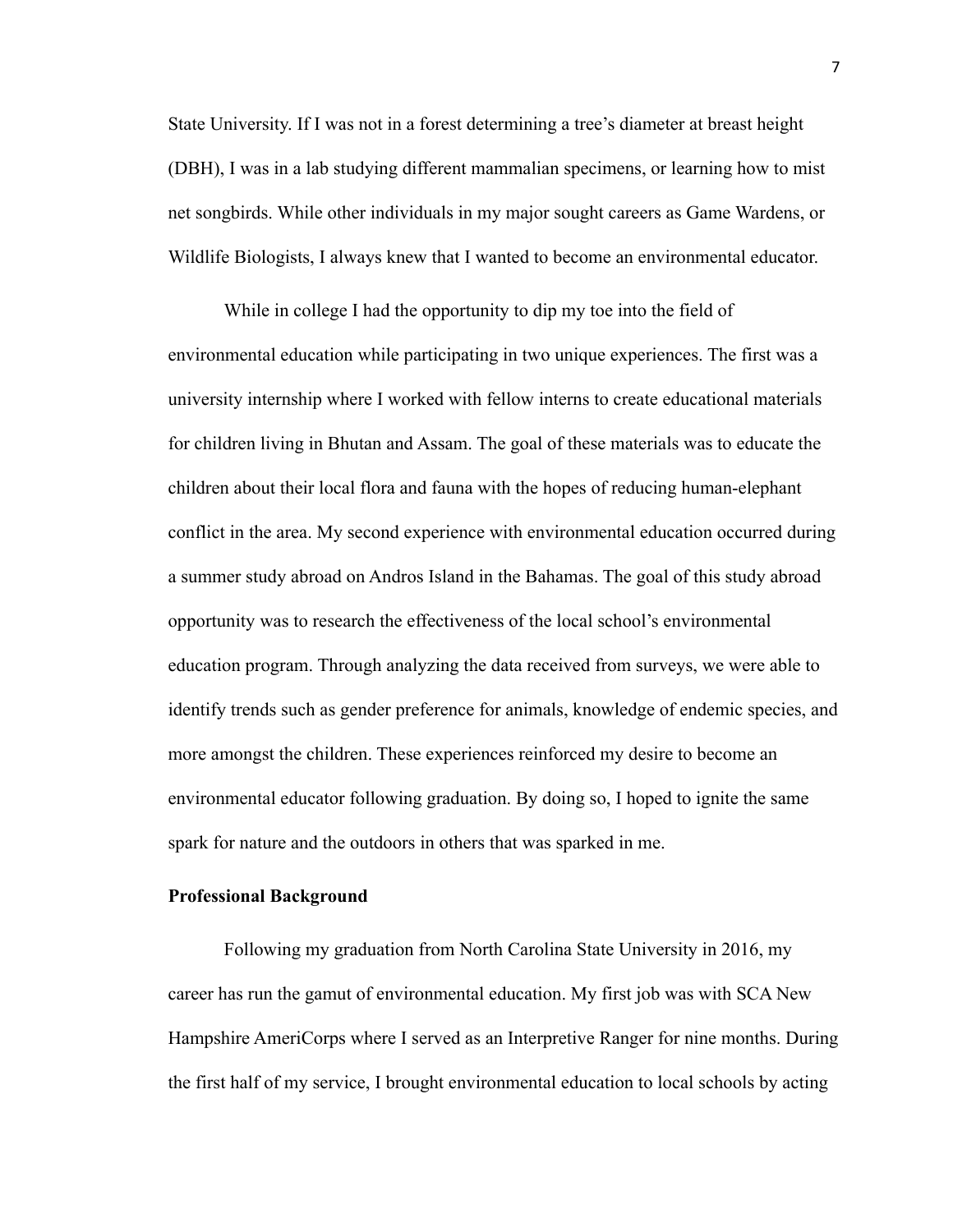State University. If I was not in a forest determining a tree's diameter at breast height (DBH), I was in a lab studying different mammalian specimens, or learning how to mist net songbirds. While other individuals in my major sought careers as Game Wardens, or Wildlife Biologists, I always knew that I wanted to become an environmental educator.

While in college I had the opportunity to dip my toe into the field of environmental education while participating in two unique experiences. The first was a university internship where I worked with fellow interns to create educational materials for children living in Bhutan and Assam. The goal of these materials was to educate the children about their local flora and fauna with the hopes of reducing human-elephant conflict in the area. My second experience with environmental education occurred during a summer study abroad on Andros Island in the Bahamas. The goal of this study abroad opportunity was to research the effectiveness of the local school's environmental education program. Through analyzing the data received from surveys, we were able to identify trends such as gender preference for animals, knowledge of endemic species, and more amongst the children. These experiences reinforced my desire to become an environmental educator following graduation. By doing so, I hoped to ignite the same spark for nature and the outdoors in others that was sparked in me.

**Professional Background**

Following my graduation from North Carolina State University in 2016, my career has run the gamut of environmental education. My first job was with SCA New Hampshire AmeriCorps where I served as an Interpretive Ranger for nine months. During the first half of my service, I brought environmental education to local schools by acting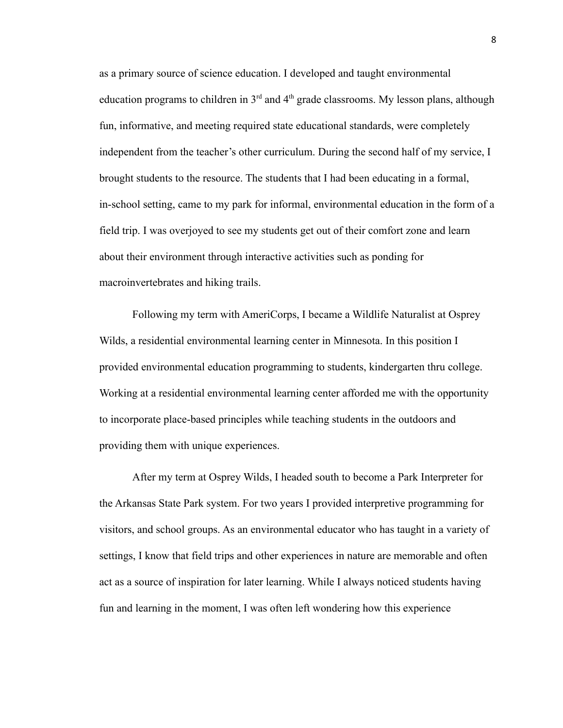as a primary source of science education. I developed and taught environmental education programs to children in 3rd and 4th grade classrooms. My lesson plans, although fun, informative, and meeting required state educational standards, were completely independent from the teacher's other curriculum. During the second half of my service, I brought students to the resource. The students that I had been educating in a formal, in-school setting, came to my park for informal, environmental education in the form of a field trip. I was overjoyed to see my students get out of their comfort zone and learn about their environment through interactive activities such as ponding for macroinvertebrates and hiking trails.

Following my term with AmeriCorps, I became a Wildlife Naturalist at Osprey Wilds, a residential environmental learning center in Minnesota. In this position I provided environmental education programming to students, kindergarten thru college. Working at a residential environmental learning center afforded me with the opportunity to incorporate place-based principles while teaching students in the outdoors and providing them with unique experiences.

After my term at Osprey Wilds, I headed south to become a Park Interpreter for the Arkansas State Park system. For two years I provided interpretive programming for visitors, and school groups. As an environmental educator who has taught in a variety of settings, I know that field trips and other experiences in nature are memorable and often act as a source of inspiration for later learning. While I always noticed students having fun and learning in the moment, I was often left wondering how this experience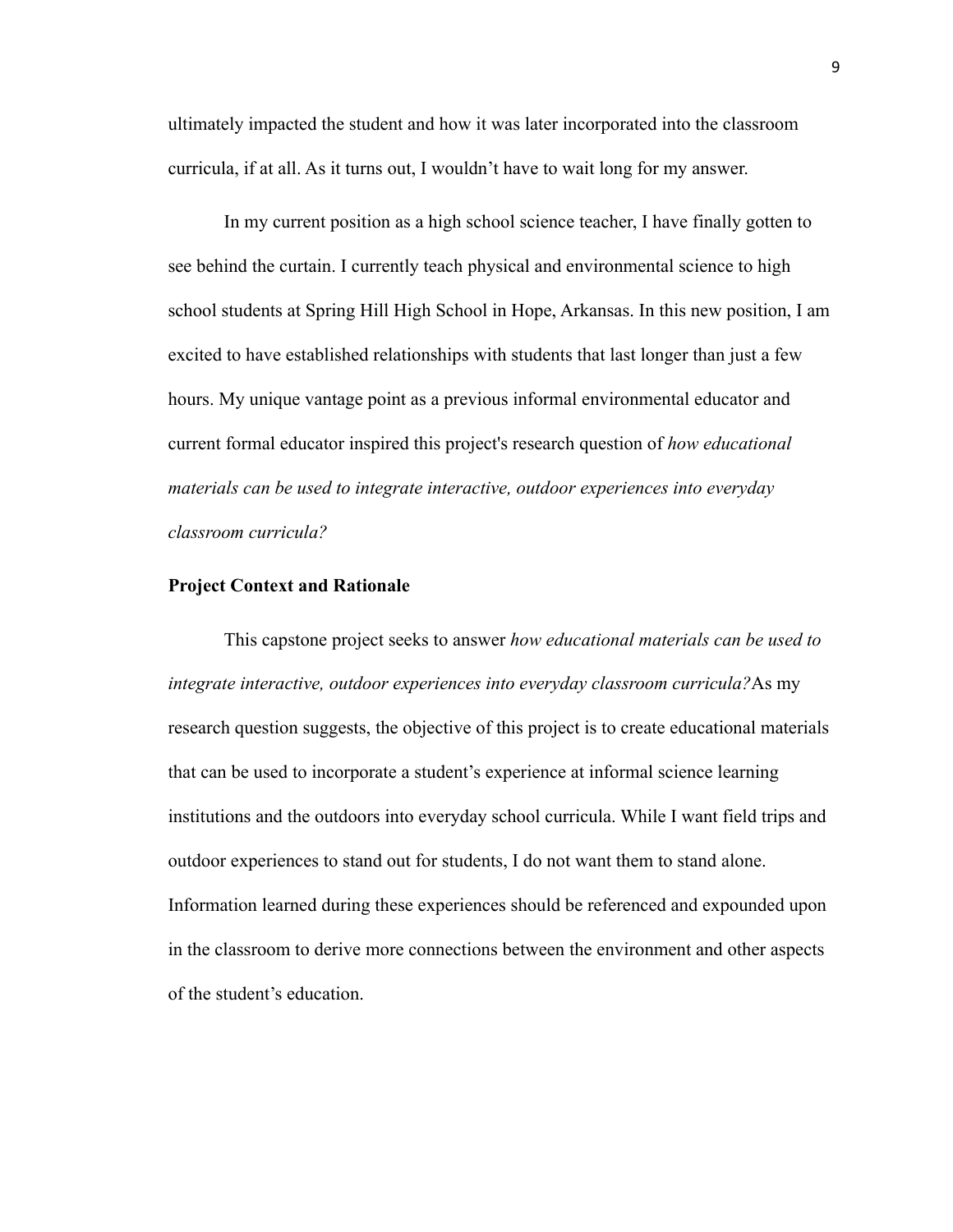ultimately impacted the student and how it was later incorporated into the classroom curricula, if at all. As it turns out, I wouldn't have to wait long for my answer.

In my current position as a high school science teacher, I have finally gotten to see behind the curtain. I currently teach physical and environmental science to high school students at Spring Hill High School in Hope, Arkansas. In this new position, I am excited to have established relationships with students that last longer than just a few hours. My unique vantage point as a previous informal environmental educator and current formal educator inspired this project's research question of *how educational materials can be used to integrate interactive, outdoor experiences into everyday classroom curricula?*

**Project Context and Rationale**

This capstone project seeks to answer *how educational materials can be used to integrate interactive, outdoor experiences into everyday classroom curricula?*As my research question suggests, the objective of this project is to create educational materials that can be used to incorporate a student's experience at informal science learning institutions and the outdoors into everyday school curricula. While I want field trips and outdoor experiences to stand out for students, I do not want them to stand alone. Information learned during these experiences should be referenced and expounded upon in the classroom to derive more connections between the environment and other aspects of the student's education.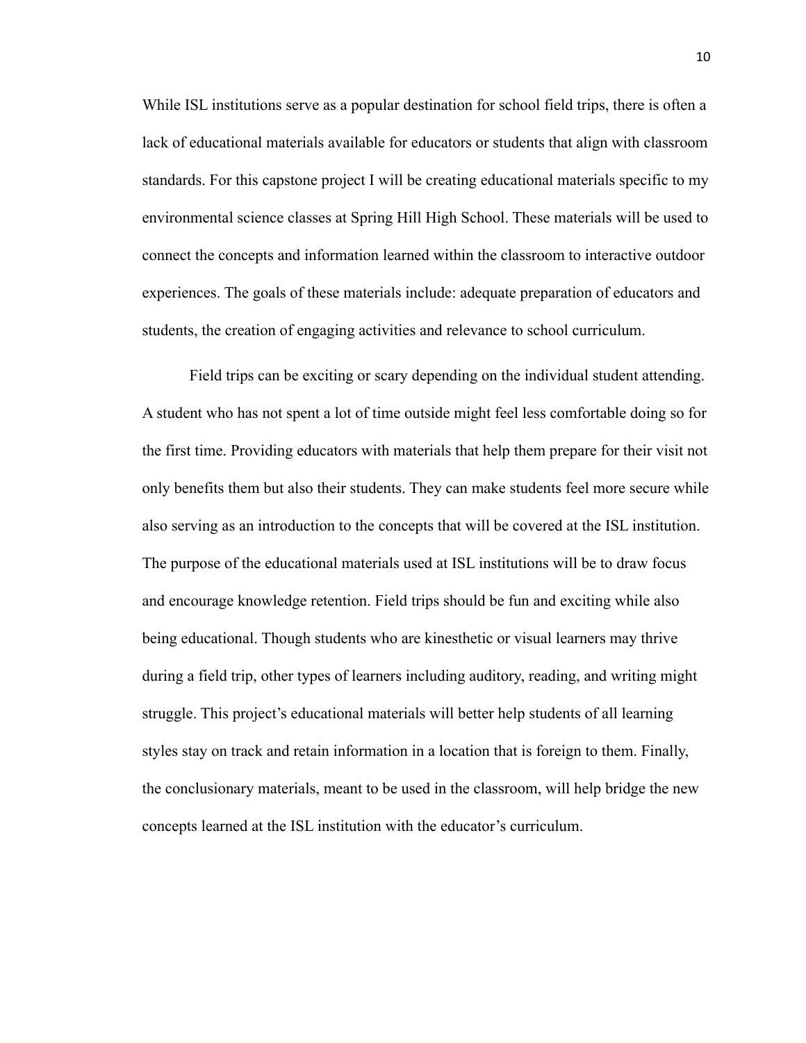While ISL institutions serve as a popular destination for school field trips, there is often a lack of educational materials available for educators or students that align with classroom standards. For this capstone project I will be creating educational materials specific to my environmental science classes at Spring Hill High School. These materials will be used to connect the concepts and information learned within the classroom to interactive outdoor experiences. The goals of these materials include: adequate preparation of educators and students, the creation of engaging activities and relevance to school curriculum.

Field trips can be exciting or scary depending on the individual student attending. A student who has not spent a lot of time outside might feel less comfortable doing so for the first time. Providing educators with materials that help them prepare for their visit not only benefits them but also their students. They can make students feel more secure while also serving as an introduction to the concepts that will be covered at the ISL institution. The purpose of the educational materials used at ISL institutions will be to draw focus and encourage knowledge retention. Field trips should be fun and exciting while also being educational. Though students who are kinesthetic or visual learners may thrive during a field trip, other types of learners including auditory, reading, and writing might struggle. This project's educational materials will better help students of all learning styles stay on track and retain information in a location that is foreign to them. Finally, the conclusionary materials, meant to be used in the classroom, will help bridge the new concepts learned at the ISL institution with the educator's curriculum.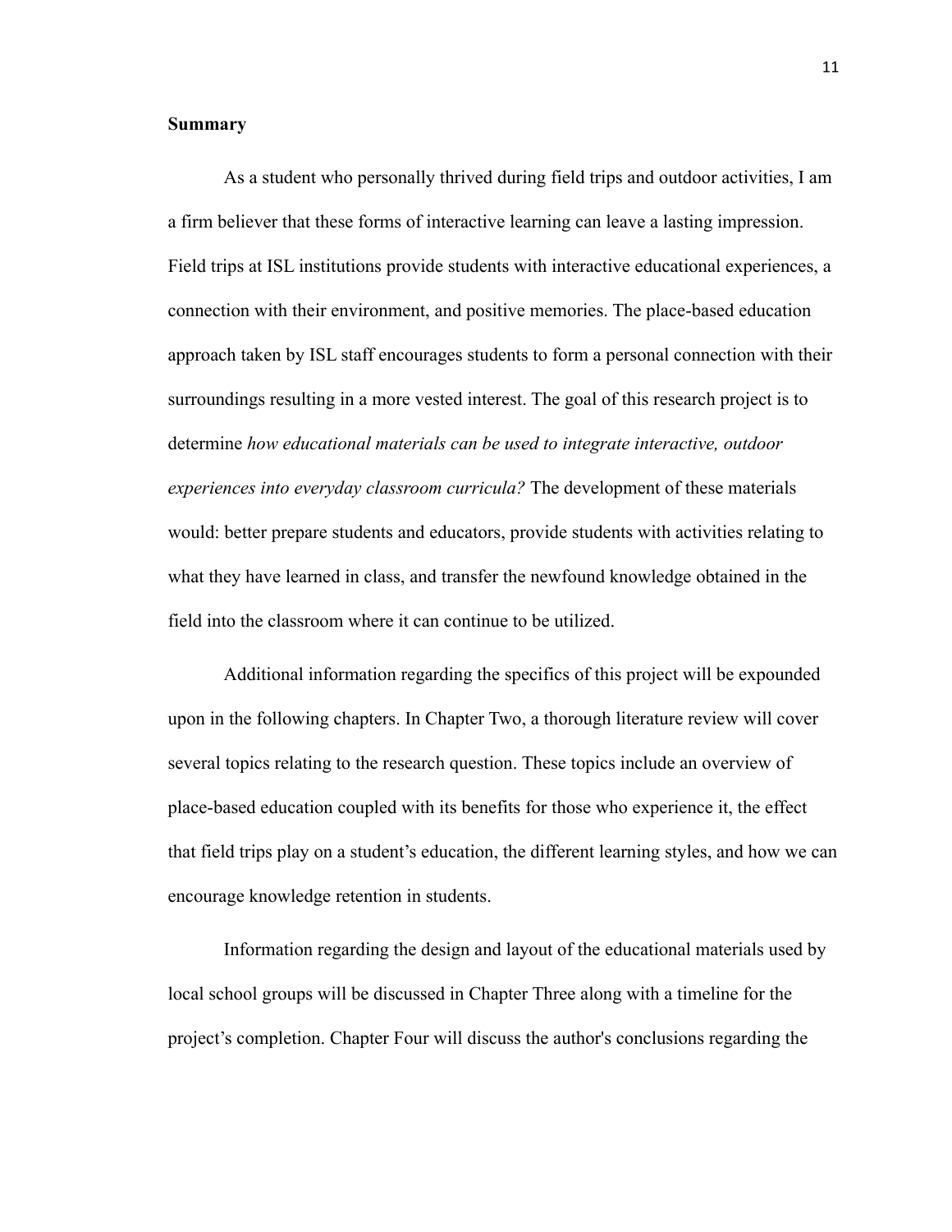## Summary

As a student who personally thrived during field trips and outdoor activities, I am a firm believer that these forms of interactive learning can leave a lasting impression. Field trips at ISL institutions provide students with interactive educational experiences, a connection with their environment, and positive memories. The place-based education approach taken by ISL staff encourages students to form a personal connection with their surroundings resulting in a more vested interest. The goal of this research project is to determine *how educational materials can be used to integrate interactive, outdoor experiences into everyday classroom curricula?* The development of these materials would: better prepare students and educators, provide students with activities relating to what they have learned in class, and transfer the newfound knowledge obtained in the field into the classroom where it can continue to be utilized.

Additional information regarding the specifics of this project will be expounded upon in the following chapters. In Chapter Two, a thorough literature review will cover several topics relating to the research question. These topics include an overview of place-based education coupled with its benefits for those who experience it, the effect that field trips play on a student's education, the different learning styles, and how we can encourage knowledge retention in students.

Information regarding the design and layout of the educational materials used by local school groups will be discussed in Chapter Three along with a timeline for the project's completion. Chapter Four will discuss the author's conclusions regarding the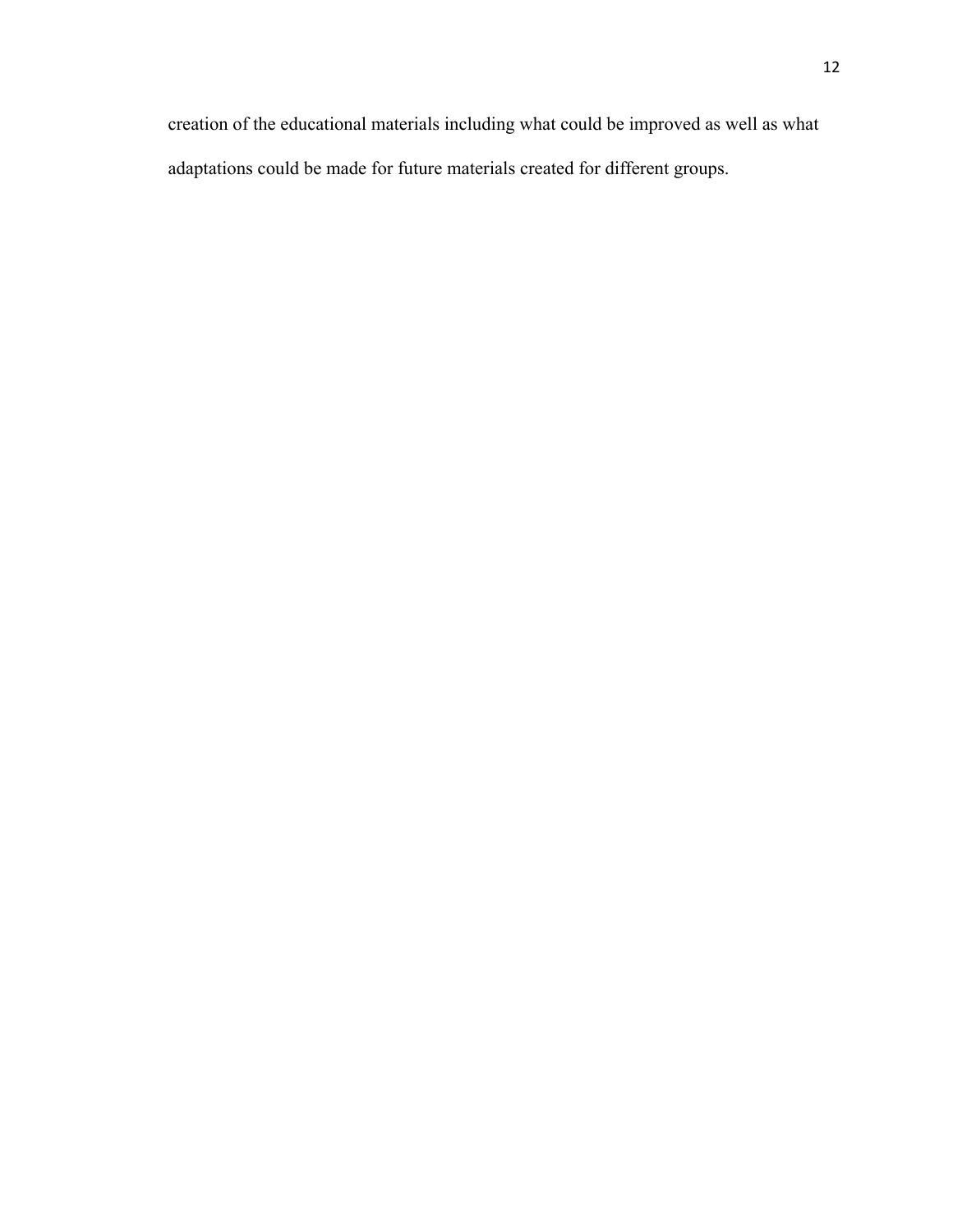creation of the educational materials including what could be improved as well as what adaptations could be made for future materials created for different groups.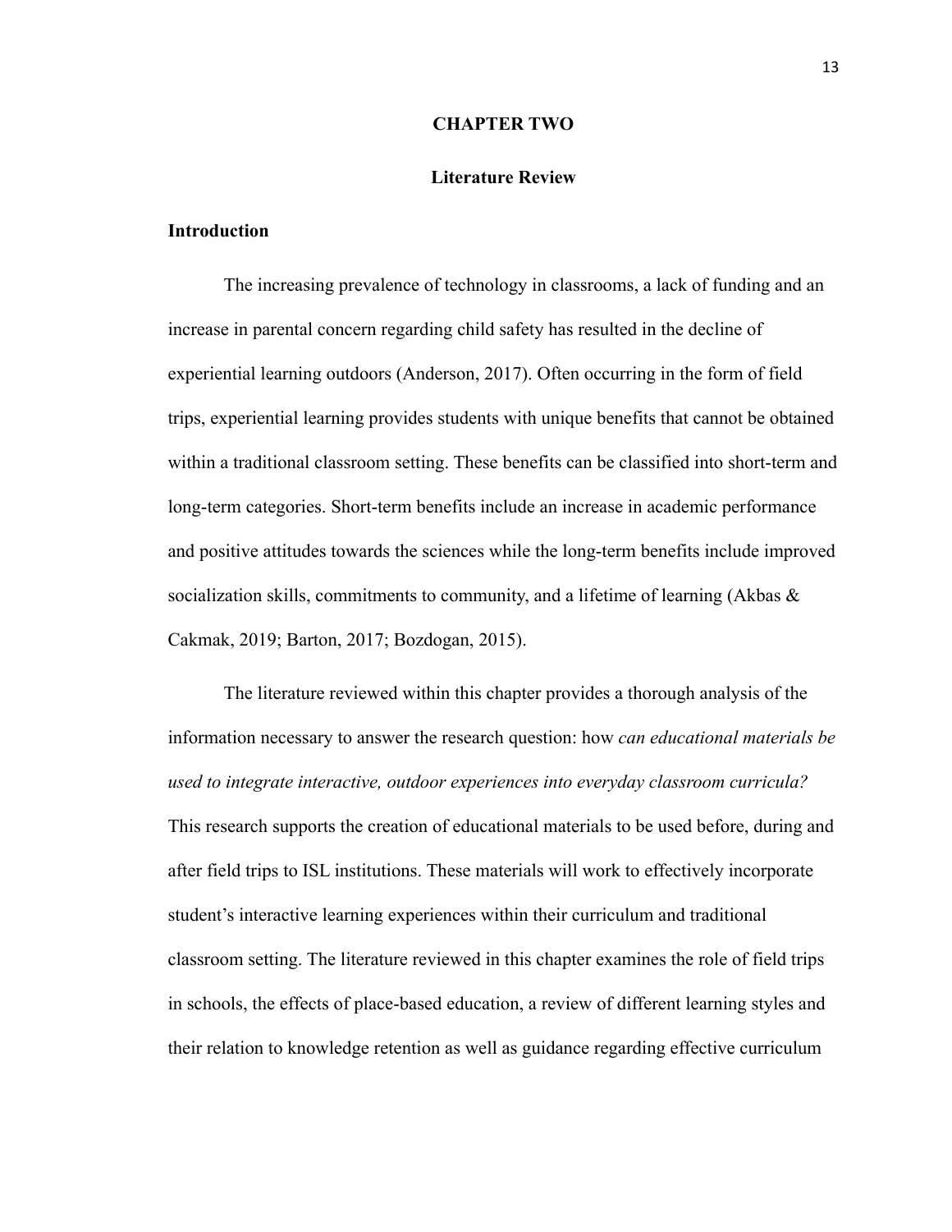# CHAPTER TWO

## Literature Review

### Introduction

The increasing prevalence of technology in classrooms, a lack of funding and an increase in parental concern regarding child safety has resulted in the decline of experiential learning outdoors (Anderson, 2017). Often occurring in the form of field trips, experiential learning provides students with unique benefits that cannot be obtained within a traditional classroom setting. These benefits can be classified into short-term and long-term categories. Short-term benefits include an increase in academic performance and positive attitudes towards the sciences while the long-term benefits include improved socialization skills, commitments to community, and a lifetime of learning (Akbas & Cakmak, 2019; Barton, 2017; Bozdogan, 2015).

The literature reviewed within this chapter provides a thorough analysis of the information necessary to answer the research question: how *can educational materials be used to integrate interactive, outdoor experiences into everyday classroom curricula?* This research supports the creation of educational materials to be used before, during and after field trips to ISL institutions. These materials will work to effectively incorporate student's interactive learning experiences within their curriculum and traditional classroom setting. The literature reviewed in this chapter examines the role of field trips in schools, the effects of place-based education, a review of different learning styles and their relation to knowledge retention as well as guidance regarding effective curriculum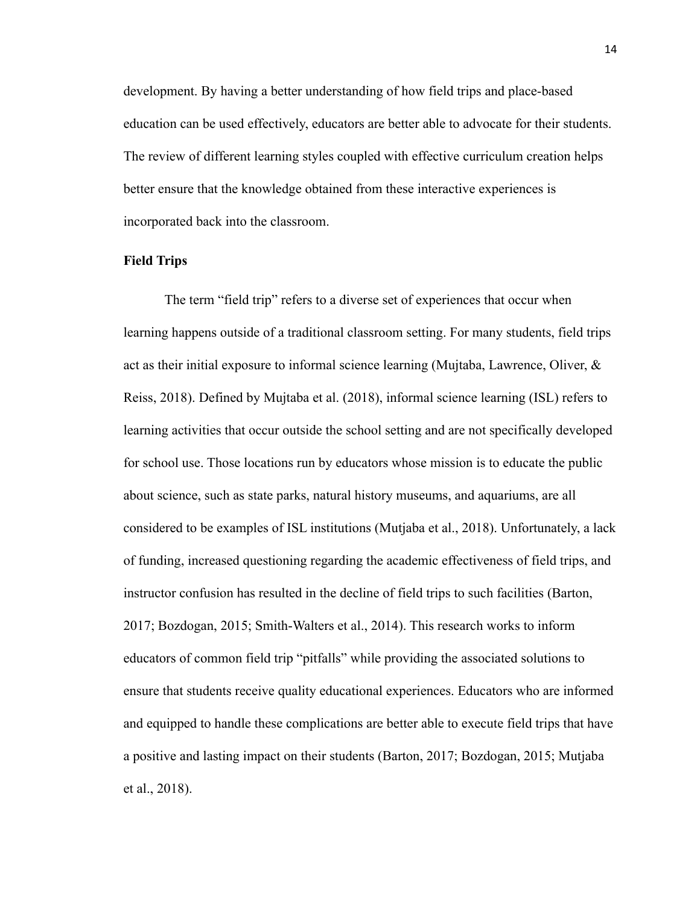development. By having a better understanding of how field trips and place-based education can be used effectively, educators are better able to advocate for their students. The review of different learning styles coupled with effective curriculum creation helps better ensure that the knowledge obtained from these interactive experiences is incorporated back into the classroom.

## Field Trips

The term "field trip" refers to a diverse set of experiences that occur when learning happens outside of a traditional classroom setting. For many students, field trips act as their initial exposure to informal science learning (Mujtaba, Lawrence, Oliver, & Reiss, 2018). Defined by Mujtaba et al. (2018), informal science learning (ISL) refers to learning activities that occur outside the school setting and are not specifically developed for school use. Those locations run by educators whose mission is to educate the public about science, such as state parks, natural history museums, and aquariums, are all considered to be examples of ISL institutions (Mutjaba et al., 2018). Unfortunately, a lack of funding, increased questioning regarding the academic effectiveness of field trips, and instructor confusion has resulted in the decline of field trips to such facilities (Barton, 2017; Bozdogan, 2015; Smith-Walters et al., 2014). This research works to inform educators of common field trip "pitfalls" while providing the associated solutions to ensure that students receive quality educational experiences. Educators who are informed and equipped to handle these complications are better able to execute field trips that have a positive and lasting impact on their students (Barton, 2017; Bozdogan, 2015; Mutjaba et al., 2018).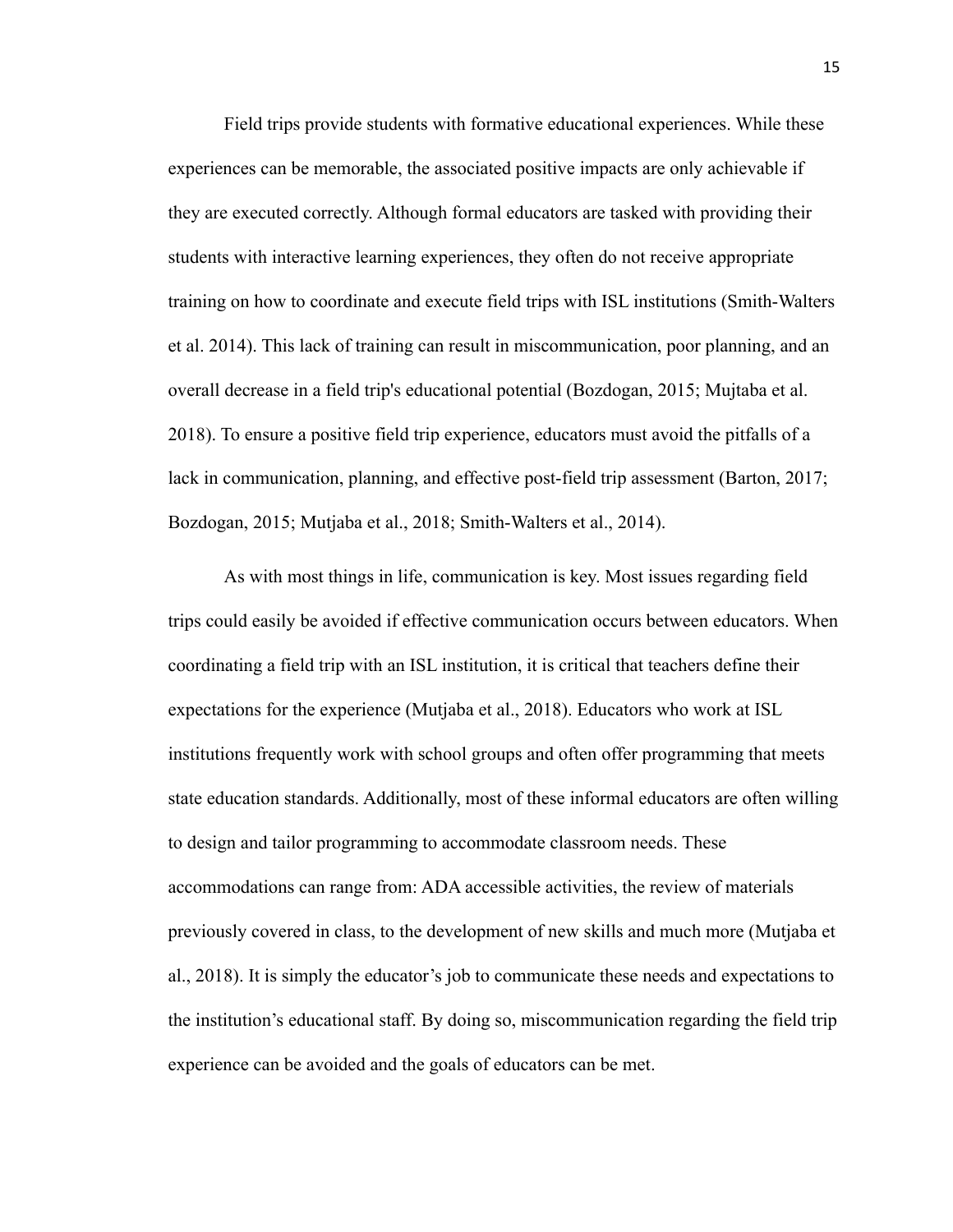Field trips provide students with formative educational experiences. While these experiences can be memorable, the associated positive impacts are only achievable if they are executed correctly. Although formal educators are tasked with providing their students with interactive learning experiences, they often do not receive appropriate training on how to coordinate and execute field trips with ISL institutions (Smith-Walters et al. 2014). This lack of training can result in miscommunication, poor planning, and an overall decrease in a field trip's educational potential (Bozdogan, 2015; Mujtaba et al. 2018). To ensure a positive field trip experience, educators must avoid the pitfalls of a lack in communication, planning, and effective post-field trip assessment (Barton, 2017; Bozdogan, 2015; Mutjaba et al., 2018; Smith-Walters et al., 2014).

As with most things in life, communication is key. Most issues regarding field trips could easily be avoided if effective communication occurs between educators. When coordinating a field trip with an ISL institution, it is critical that teachers define their expectations for the experience (Mutjaba et al., 2018). Educators who work at ISL institutions frequently work with school groups and often offer programming that meets state education standards. Additionally, most of these informal educators are often willing to design and tailor programming to accommodate classroom needs. These accommodations can range from: ADA accessible activities, the review of materials previously covered in class, to the development of new skills and much more (Mutjaba et al., 2018). It is simply the educator's job to communicate these needs and expectations to the institution's educational staff. By doing so, miscommunication regarding the field trip experience can be avoided and the goals of educators can be met.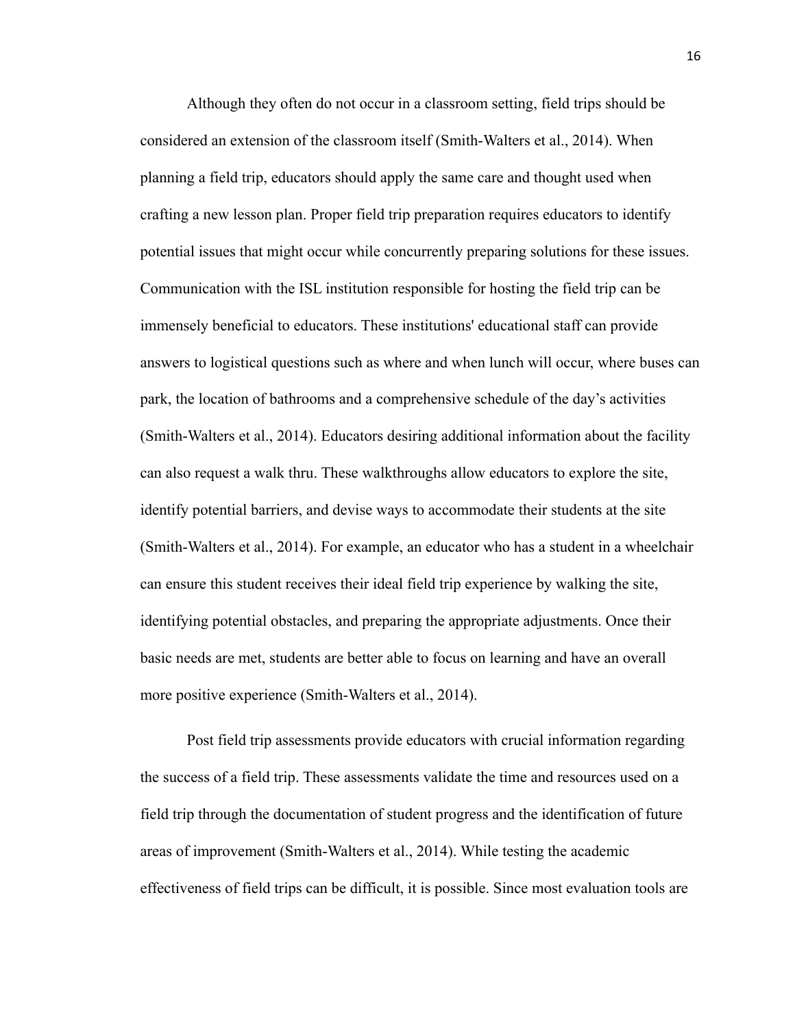Although they often do not occur in a classroom setting, field trips should be considered an extension of the classroom itself (Smith-Walters et al., 2014). When planning a field trip, educators should apply the same care and thought used when crafting a new lesson plan. Proper field trip preparation requires educators to identify potential issues that might occur while concurrently preparing solutions for these issues. Communication with the ISL institution responsible for hosting the field trip can be immensely beneficial to educators. These institutions' educational staff can provide answers to logistical questions such as where and when lunch will occur, where buses can park, the location of bathrooms and a comprehensive schedule of the day's activities (Smith-Walters et al., 2014). Educators desiring additional information about the facility can also request a walk thru. These walkthroughs allow educators to explore the site, identify potential barriers, and devise ways to accommodate their students at the site (Smith-Walters et al., 2014). For example, an educator who has a student in a wheelchair can ensure this student receives their ideal field trip experience by walking the site, identifying potential obstacles, and preparing the appropriate adjustments. Once their basic needs are met, students are better able to focus on learning and have an overall more positive experience (Smith-Walters et al., 2014).

Post field trip assessments provide educators with crucial information regarding the success of a field trip. These assessments validate the time and resources used on a field trip through the documentation of student progress and the identification of future areas of improvement (Smith-Walters et al., 2014). While testing the academic effectiveness of field trips can be difficult, it is possible. Since most evaluation tools are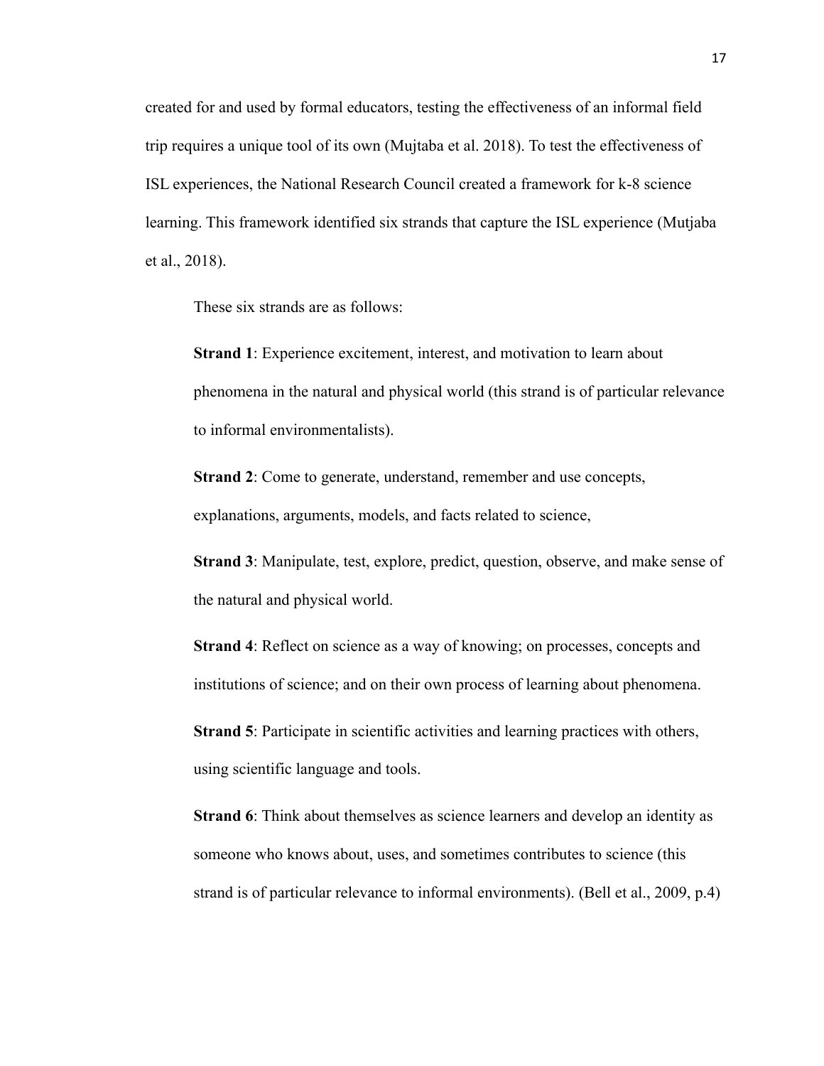created for and used by formal educators, testing the effectiveness of an informal field trip requires a unique tool of its own (Mujtaba et al. 2018). To test the effectiveness of ISL experiences, the National Research Council created a framework for k-8 science learning. This framework identified six strands that capture the ISL experience (Mutjaba et al., 2018).

These six strands are as follows:

> **Strand 1**: Experience excitement, interest, and motivation to learn about phenomena in the natural and physical world (this strand is of particular relevance to informal environmentalists).
>
> **Strand 2**: Come to generate, understand, remember and use concepts, explanations, arguments, models, and facts related to science,
>
> **Strand 3**: Manipulate, test, explore, predict, question, observe, and make sense of the natural and physical world.
>
> **Strand 4**: Reflect on science as a way of knowing; on processes, concepts and institutions of science; and on their own process of learning about phenomena.
>
> **Strand 5**: Participate in scientific activities and learning practices with others, using scientific language and tools.
>
> **Strand 6**: Think about themselves as science learners and develop an identity as someone who knows about, uses, and sometimes contributes to science (this strand is of particular relevance to informal environments). (Bell et al., 2009, p.4)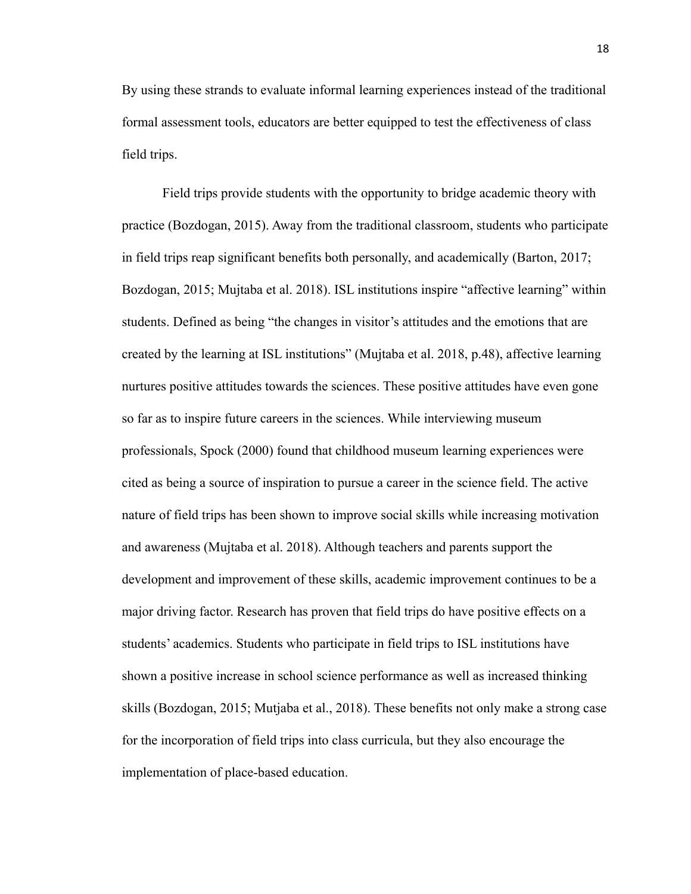By using these strands to evaluate informal learning experiences instead of the traditional formal assessment tools, educators are better equipped to test the effectiveness of class field trips.

Field trips provide students with the opportunity to bridge academic theory with practice (Bozdogan, 2015). Away from the traditional classroom, students who participate in field trips reap significant benefits both personally, and academically (Barton, 2017; Bozdogan, 2015; Mujtaba et al. 2018). ISL institutions inspire "affective learning" within students. Defined as being "the changes in visitor's attitudes and the emotions that are created by the learning at ISL institutions" (Mujtaba et al. 2018, p.48), affective learning nurtures positive attitudes towards the sciences. These positive attitudes have even gone so far as to inspire future careers in the sciences. While interviewing museum professionals, Spock (2000) found that childhood museum learning experiences were cited as being a source of inspiration to pursue a career in the science field. The active nature of field trips has been shown to improve social skills while increasing motivation and awareness (Mujtaba et al. 2018). Although teachers and parents support the development and improvement of these skills, academic improvement continues to be a major driving factor. Research has proven that field trips do have positive effects on a students' academics. Students who participate in field trips to ISL institutions have shown a positive increase in school science performance as well as increased thinking skills (Bozdogan, 2015; Mutjaba et al., 2018). These benefits not only make a strong case for the incorporation of field trips into class curricula, but they also encourage the implementation of place-based education.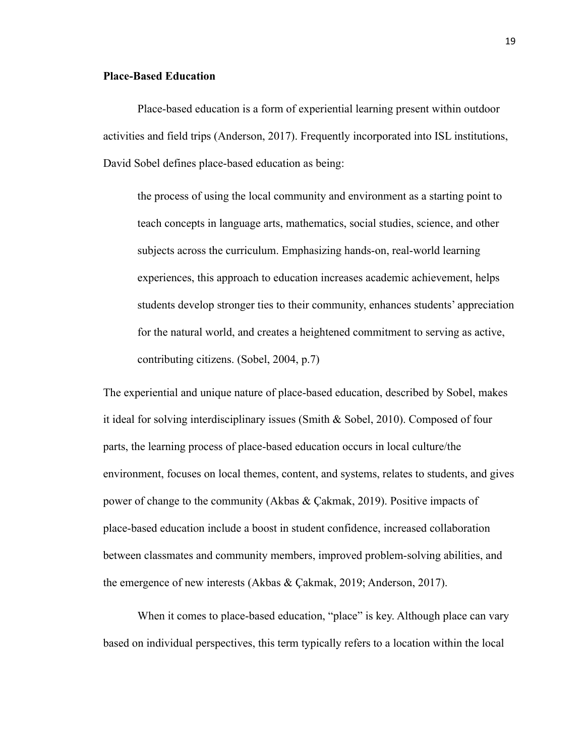## Place-Based Education

Place-based education is a form of experiential learning present within outdoor activities and field trips (Anderson, 2017). Frequently incorporated into ISL institutions, David Sobel defines place-based education as being:

> the process of using the local community and environment as a starting point to teach concepts in language arts, mathematics, social studies, science, and other subjects across the curriculum. Emphasizing hands-on, real-world learning experiences, this approach to education increases academic achievement, helps students develop stronger ties to their community, enhances students' appreciation for the natural world, and creates a heightened commitment to serving as active, contributing citizens. (Sobel, 2004, p.7)

The experiential and unique nature of place-based education, described by Sobel, makes it ideal for solving interdisciplinary issues (Smith & Sobel, 2010). Composed of four parts, the learning process of place-based education occurs in local culture/the environment, focuses on local themes, content, and systems, relates to students, and gives power of change to the community (Akbas & Çakmak, 2019). Positive impacts of place-based education include a boost in student confidence, increased collaboration between classmates and community members, improved problem-solving abilities, and the emergence of new interests (Akbas & Çakmak, 2019; Anderson, 2017).

When it comes to place-based education, "place" is key. Although place can vary based on individual perspectives, this term typically refers to a location within the local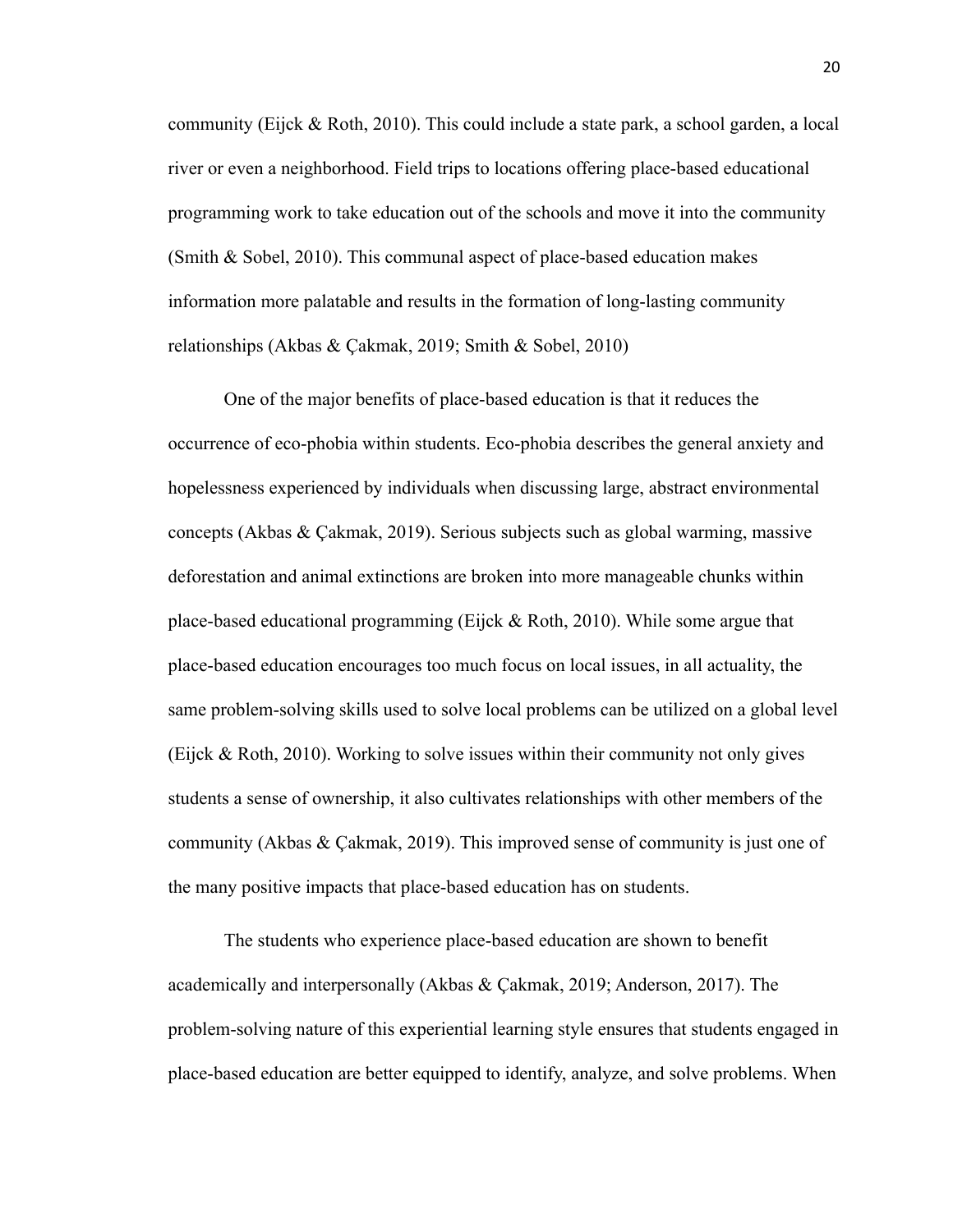community (Eijck & Roth, 2010). This could include a state park, a school garden, a local river or even a neighborhood. Field trips to locations offering place-based educational programming work to take education out of the schools and move it into the community (Smith & Sobel, 2010). This communal aspect of place-based education makes information more palatable and results in the formation of long-lasting community relationships (Akbas & Çakmak, 2019; Smith & Sobel, 2010)

One of the major benefits of place-based education is that it reduces the occurrence of eco-phobia within students. Eco-phobia describes the general anxiety and hopelessness experienced by individuals when discussing large, abstract environmental concepts (Akbas & Çakmak, 2019). Serious subjects such as global warming, massive deforestation and animal extinctions are broken into more manageable chunks within place-based educational programming (Eijck & Roth, 2010). While some argue that place-based education encourages too much focus on local issues, in all actuality, the same problem-solving skills used to solve local problems can be utilized on a global level (Eijck & Roth, 2010). Working to solve issues within their community not only gives students a sense of ownership, it also cultivates relationships with other members of the community (Akbas & Çakmak, 2019). This improved sense of community is just one of the many positive impacts that place-based education has on students.

The students who experience place-based education are shown to benefit academically and interpersonally (Akbas & Çakmak, 2019; Anderson, 2017). The problem-solving nature of this experiential learning style ensures that students engaged in place-based education are better equipped to identify, analyze, and solve problems. When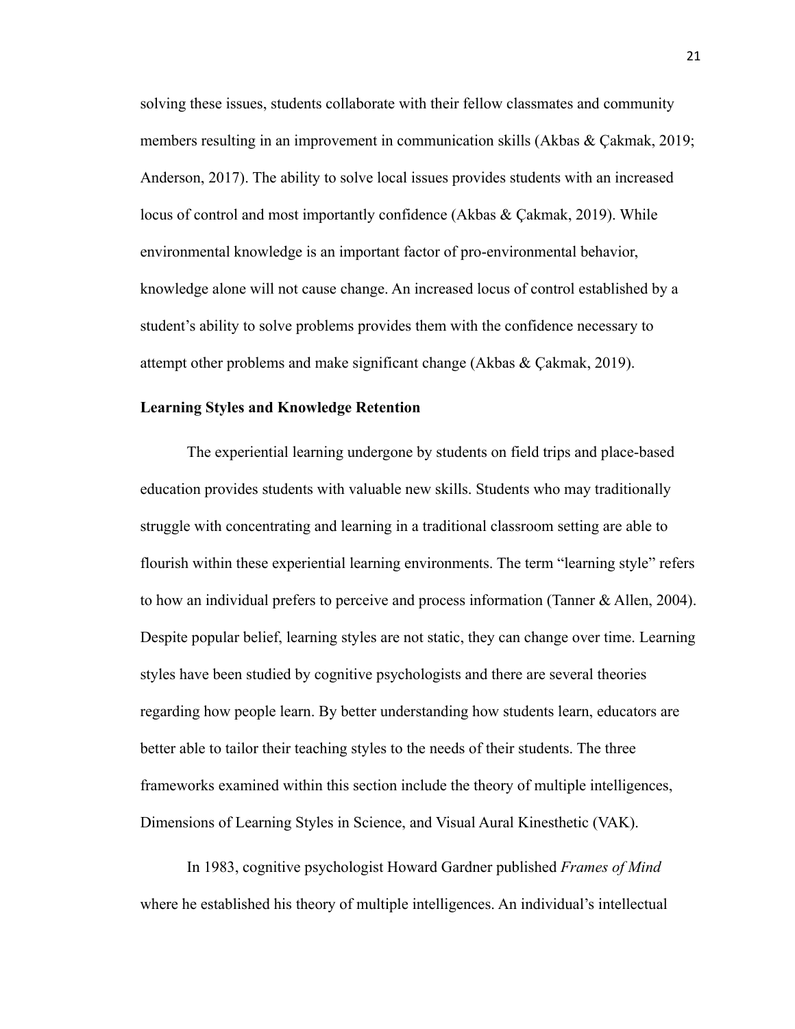solving these issues, students collaborate with their fellow classmates and community members resulting in an improvement in communication skills (Akbas & Çakmak, 2019; Anderson, 2017). The ability to solve local issues provides students with an increased locus of control and most importantly confidence (Akbas & Çakmak, 2019). While environmental knowledge is an important factor of pro-environmental behavior, knowledge alone will not cause change. An increased locus of control established by a student's ability to solve problems provides them with the confidence necessary to attempt other problems and make significant change (Akbas & Çakmak, 2019).

**Learning Styles and Knowledge Retention**

The experiential learning undergone by students on field trips and place-based education provides students with valuable new skills. Students who may traditionally struggle with concentrating and learning in a traditional classroom setting are able to flourish within these experiential learning environments. The term "learning style" refers to how an individual prefers to perceive and process information (Tanner & Allen, 2004). Despite popular belief, learning styles are not static, they can change over time. Learning styles have been studied by cognitive psychologists and there are several theories regarding how people learn. By better understanding how students learn, educators are better able to tailor their teaching styles to the needs of their students. The three frameworks examined within this section include the theory of multiple intelligences, Dimensions of Learning Styles in Science, and Visual Aural Kinesthetic (VAK).

In 1983, cognitive psychologist Howard Gardner published *Frames of Mind* where he established his theory of multiple intelligences. An individual's intellectual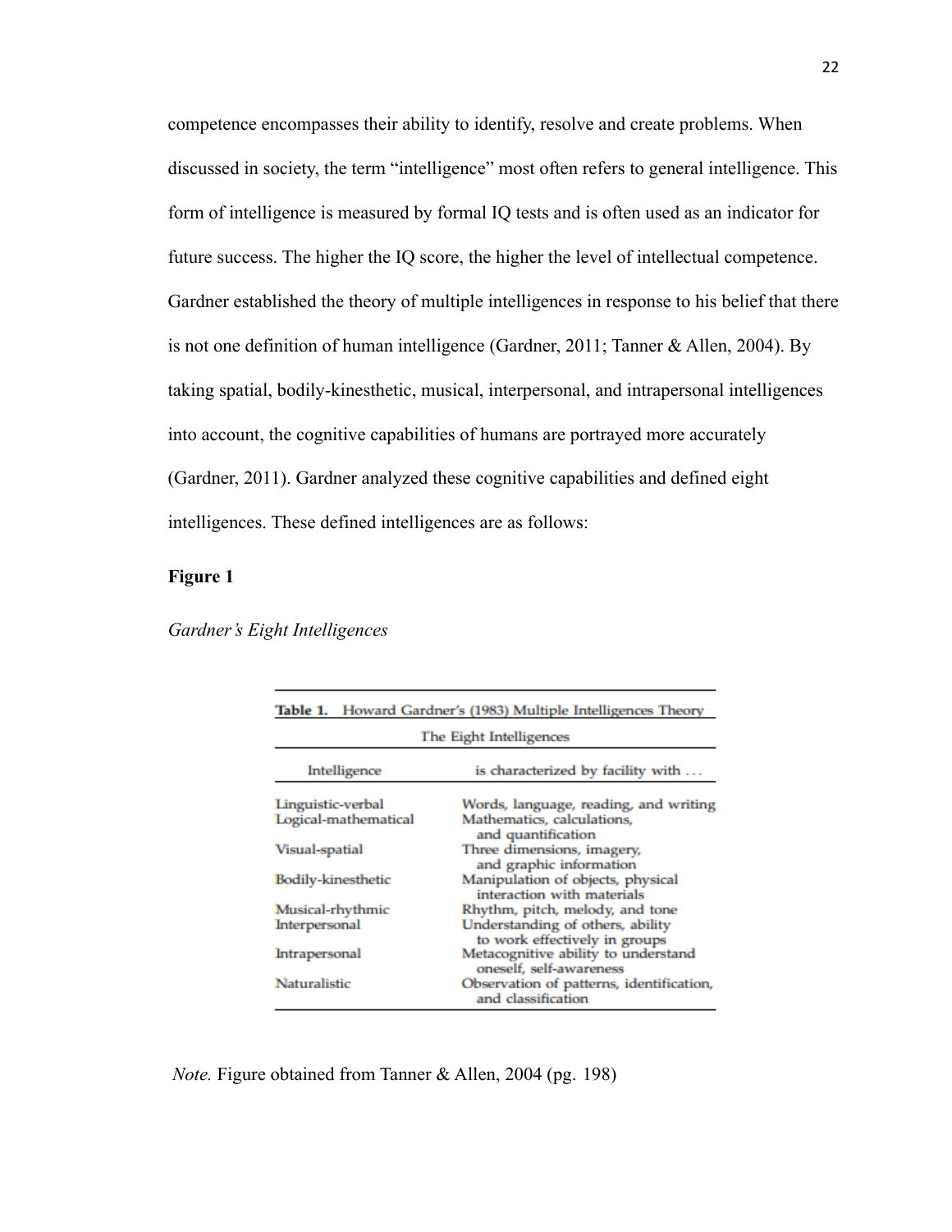competence encompasses their ability to identify, resolve and create problems. When discussed in society, the term "intelligence" most often refers to general intelligence. This form of intelligence is measured by formal IQ tests and is often used as an indicator for future success. The higher the IQ score, the higher the level of intellectual competence. Gardner established the theory of multiple intelligences in response to his belief that there is not one definition of human intelligence (Gardner, 2011; Tanner & Allen, 2004). By taking spatial, bodily-kinesthetic, musical, interpersonal, and intrapersonal intelligences into account, the cognitive capabilities of humans are portrayed more accurately (Gardner, 2011). Gardner analyzed these cognitive capabilities and defined eight intelligences. These defined intelligences are as follows:

**Figure 1**

*Gardner's Eight Intelligences*

**Table 1.** Howard Gardner's (1983) Multiple Intelligences Theory

| The Eight Intelligences | |
|---|---|
| Intelligence | is characterized by facility with . . . |
| Linguistic-verbal | Words, language, reading, and writing |
| Logical-mathematical | Mathematics, calculations, and quantification |
| Visual-spatial | Three dimensions, imagery, and graphic information |
| Bodily-kinesthetic | Manipulation of objects, physical interaction with materials |
| Musical-rhythmic | Rhythm, pitch, melody, and tone |
| Interpersonal | Understanding of others, ability to work effectively in groups |
| Intrapersonal | Metacognitive ability to understand oneself, self-awareness |
| Naturalistic | Observation of patterns, identification, and classification |

*Note.* Figure obtained from Tanner & Allen, 2004 (pg. 198)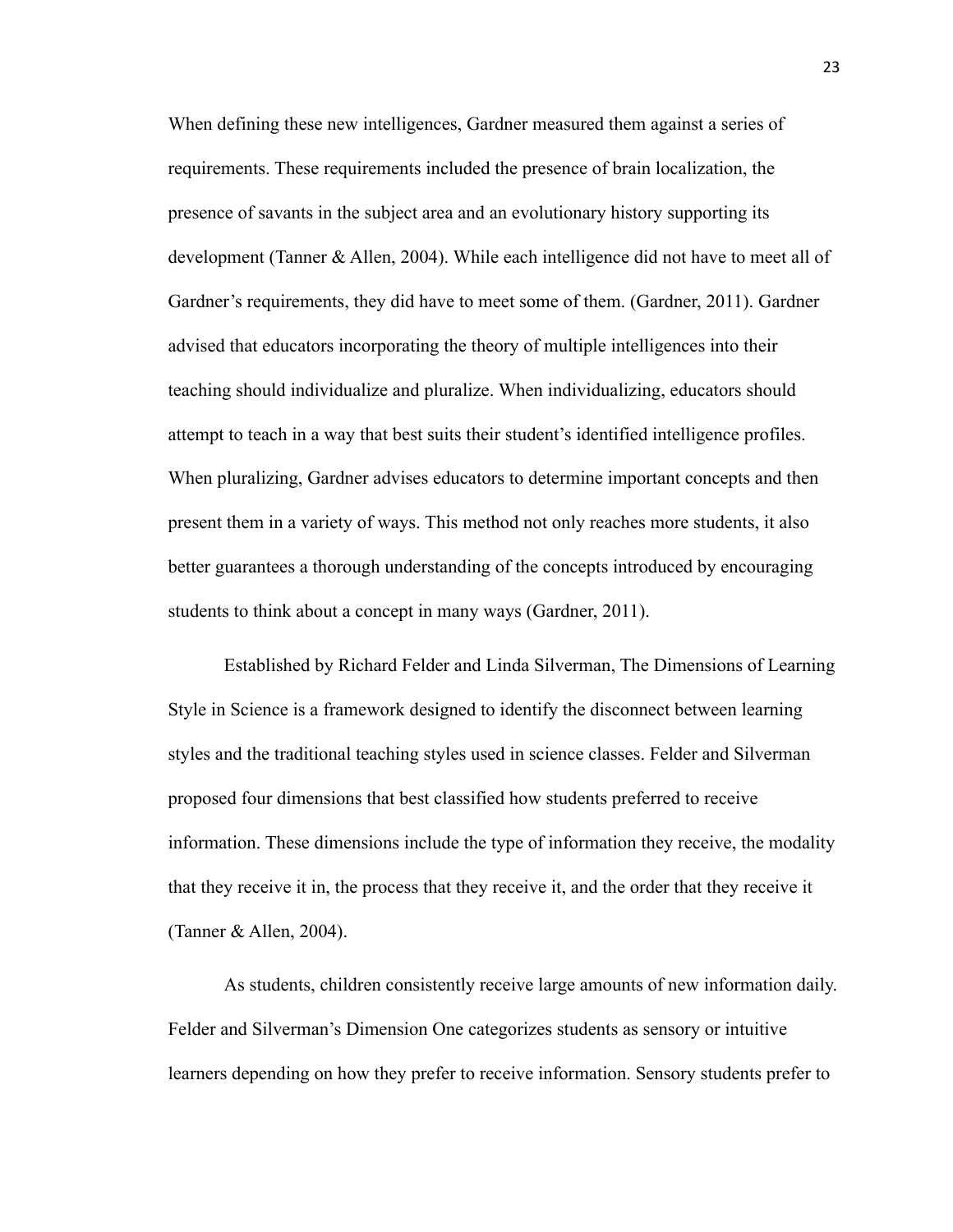When defining these new intelligences, Gardner measured them against a series of requirements. These requirements included the presence of brain localization, the presence of savants in the subject area and an evolutionary history supporting its development (Tanner & Allen, 2004). While each intelligence did not have to meet all of Gardner's requirements, they did have to meet some of them. (Gardner, 2011). Gardner advised that educators incorporating the theory of multiple intelligences into their teaching should individualize and pluralize. When individualizing, educators should attempt to teach in a way that best suits their student's identified intelligence profiles. When pluralizing, Gardner advises educators to determine important concepts and then present them in a variety of ways. This method not only reaches more students, it also better guarantees a thorough understanding of the concepts introduced by encouraging students to think about a concept in many ways (Gardner, 2011).

Established by Richard Felder and Linda Silverman, The Dimensions of Learning Style in Science is a framework designed to identify the disconnect between learning styles and the traditional teaching styles used in science classes. Felder and Silverman proposed four dimensions that best classified how students preferred to receive information. These dimensions include the type of information they receive, the modality that they receive it in, the process that they receive it, and the order that they receive it (Tanner & Allen, 2004).

As students, children consistently receive large amounts of new information daily. Felder and Silverman's Dimension One categorizes students as sensory or intuitive learners depending on how they prefer to receive information. Sensory students prefer to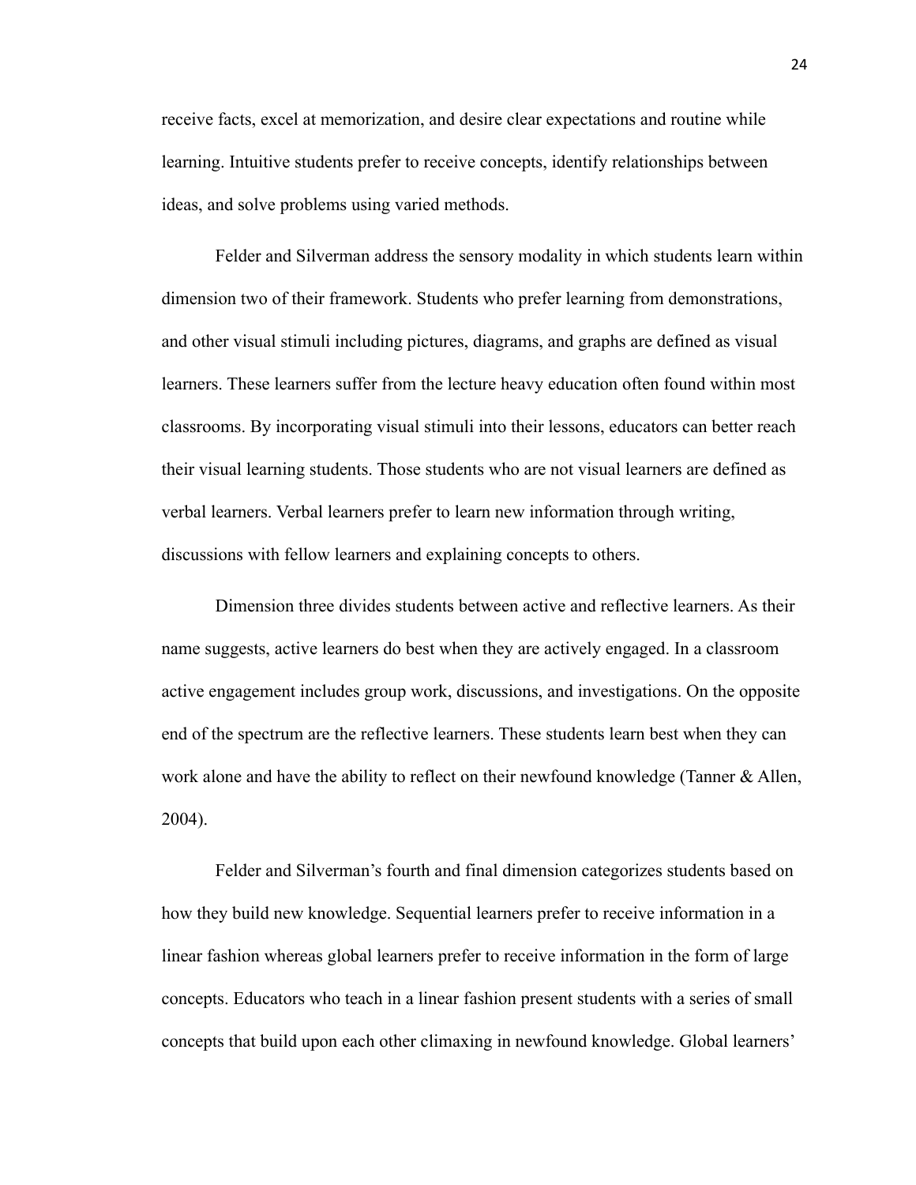receive facts, excel at memorization, and desire clear expectations and routine while learning. Intuitive students prefer to receive concepts, identify relationships between ideas, and solve problems using varied methods.

Felder and Silverman address the sensory modality in which students learn within dimension two of their framework. Students who prefer learning from demonstrations, and other visual stimuli including pictures, diagrams, and graphs are defined as visual learners. These learners suffer from the lecture heavy education often found within most classrooms. By incorporating visual stimuli into their lessons, educators can better reach their visual learning students. Those students who are not visual learners are defined as verbal learners. Verbal learners prefer to learn new information through writing, discussions with fellow learners and explaining concepts to others.

Dimension three divides students between active and reflective learners. As their name suggests, active learners do best when they are actively engaged. In a classroom active engagement includes group work, discussions, and investigations. On the opposite end of the spectrum are the reflective learners. These students learn best when they can work alone and have the ability to reflect on their newfound knowledge (Tanner & Allen, 2004).

Felder and Silverman's fourth and final dimension categorizes students based on how they build new knowledge. Sequential learners prefer to receive information in a linear fashion whereas global learners prefer to receive information in the form of large concepts. Educators who teach in a linear fashion present students with a series of small concepts that build upon each other climaxing in newfound knowledge. Global learners'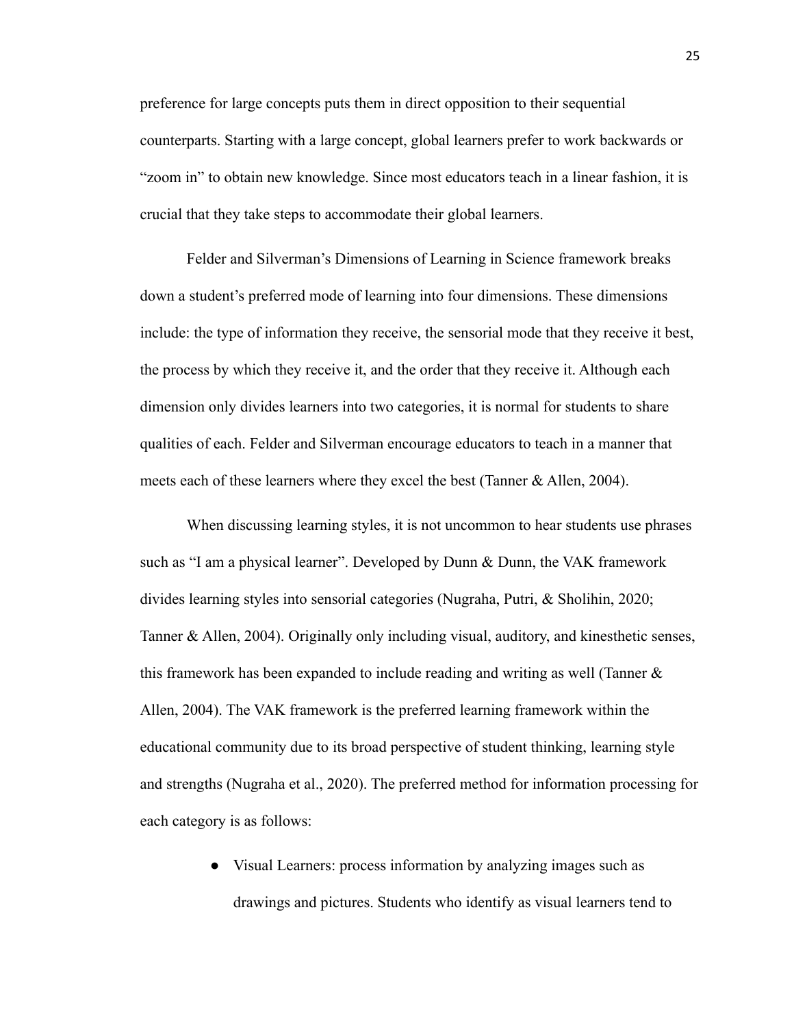preference for large concepts puts them in direct opposition to their sequential counterparts. Starting with a large concept, global learners prefer to work backwards or "zoom in" to obtain new knowledge. Since most educators teach in a linear fashion, it is crucial that they take steps to accommodate their global learners.

Felder and Silverman's Dimensions of Learning in Science framework breaks down a student's preferred mode of learning into four dimensions. These dimensions include: the type of information they receive, the sensorial mode that they receive it best, the process by which they receive it, and the order that they receive it. Although each dimension only divides learners into two categories, it is normal for students to share qualities of each. Felder and Silverman encourage educators to teach in a manner that meets each of these learners where they excel the best (Tanner & Allen, 2004).

When discussing learning styles, it is not uncommon to hear students use phrases such as "I am a physical learner". Developed by Dunn & Dunn, the VAK framework divides learning styles into sensorial categories (Nugraha, Putri, & Sholihin, 2020; Tanner & Allen, 2004). Originally only including visual, auditory, and kinesthetic senses, this framework has been expanded to include reading and writing as well (Tanner & Allen, 2004). The VAK framework is the preferred learning framework within the educational community due to its broad perspective of student thinking, learning style and strengths (Nugraha et al., 2020). The preferred method for information processing for each category is as follows:

- Visual Learners: process information by analyzing images such as drawings and pictures. Students who identify as visual learners tend to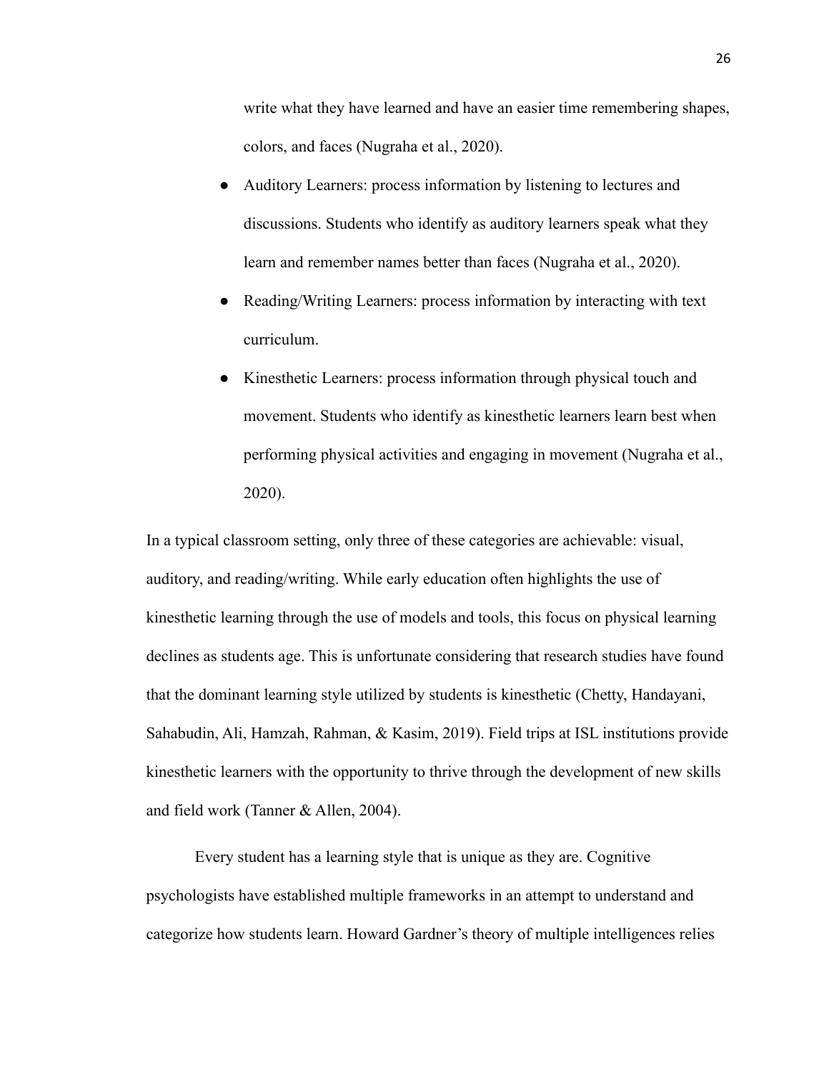write what they have learned and have an easier time remembering shapes, colors, and faces (Nugraha et al., 2020).

- Auditory Learners: process information by listening to lectures and discussions. Students who identify as auditory learners speak what they learn and remember names better than faces (Nugraha et al., 2020).
- Reading/Writing Learners: process information by interacting with text curriculum.
- Kinesthetic Learners: process information through physical touch and movement. Students who identify as kinesthetic learners learn best when performing physical activities and engaging in movement (Nugraha et al., 2020).

In a typical classroom setting, only three of these categories are achievable: visual, auditory, and reading/writing. While early education often highlights the use of kinesthetic learning through the use of models and tools, this focus on physical learning declines as students age. This is unfortunate considering that research studies have found that the dominant learning style utilized by students is kinesthetic (Chetty, Handayani, Sahabudin, Ali, Hamzah, Rahman, & Kasim, 2019). Field trips at ISL institutions provide kinesthetic learners with the opportunity to thrive through the development of new skills and field work (Tanner & Allen, 2004).

Every student has a learning style that is unique as they are. Cognitive psychologists have established multiple frameworks in an attempt to understand and categorize how students learn. Howard Gardner's theory of multiple intelligences relies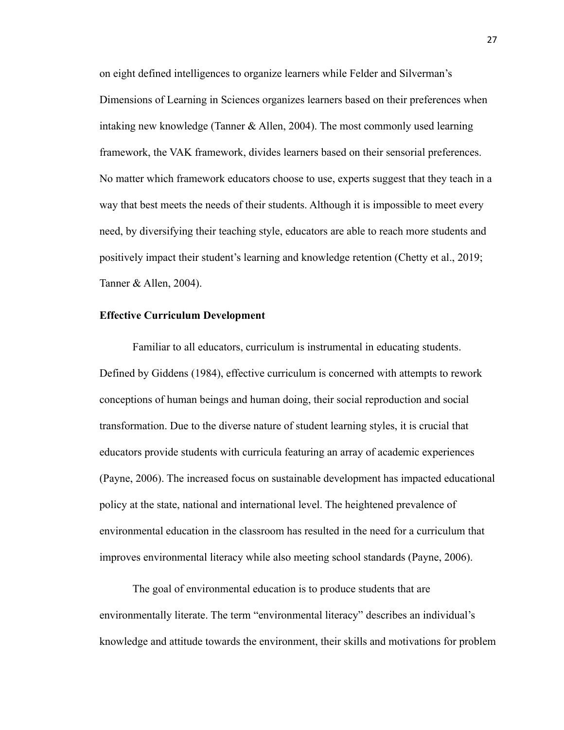on eight defined intelligences to organize learners while Felder and Silverman's Dimensions of Learning in Sciences organizes learners based on their preferences when intaking new knowledge (Tanner & Allen, 2004). The most commonly used learning framework, the VAK framework, divides learners based on their sensorial preferences. No matter which framework educators choose to use, experts suggest that they teach in a way that best meets the needs of their students. Although it is impossible to meet every need, by diversifying their teaching style, educators are able to reach more students and positively impact their student's learning and knowledge retention (Chetty et al., 2019; Tanner & Allen, 2004).

**Effective Curriculum Development**

Familiar to all educators, curriculum is instrumental in educating students. Defined by Giddens (1984), effective curriculum is concerned with attempts to rework conceptions of human beings and human doing, their social reproduction and social transformation. Due to the diverse nature of student learning styles, it is crucial that educators provide students with curricula featuring an array of academic experiences (Payne, 2006). The increased focus on sustainable development has impacted educational policy at the state, national and international level. The heightened prevalence of environmental education in the classroom has resulted in the need for a curriculum that improves environmental literacy while also meeting school standards (Payne, 2006).

The goal of environmental education is to produce students that are environmentally literate. The term "environmental literacy" describes an individual's knowledge and attitude towards the environment, their skills and motivations for problem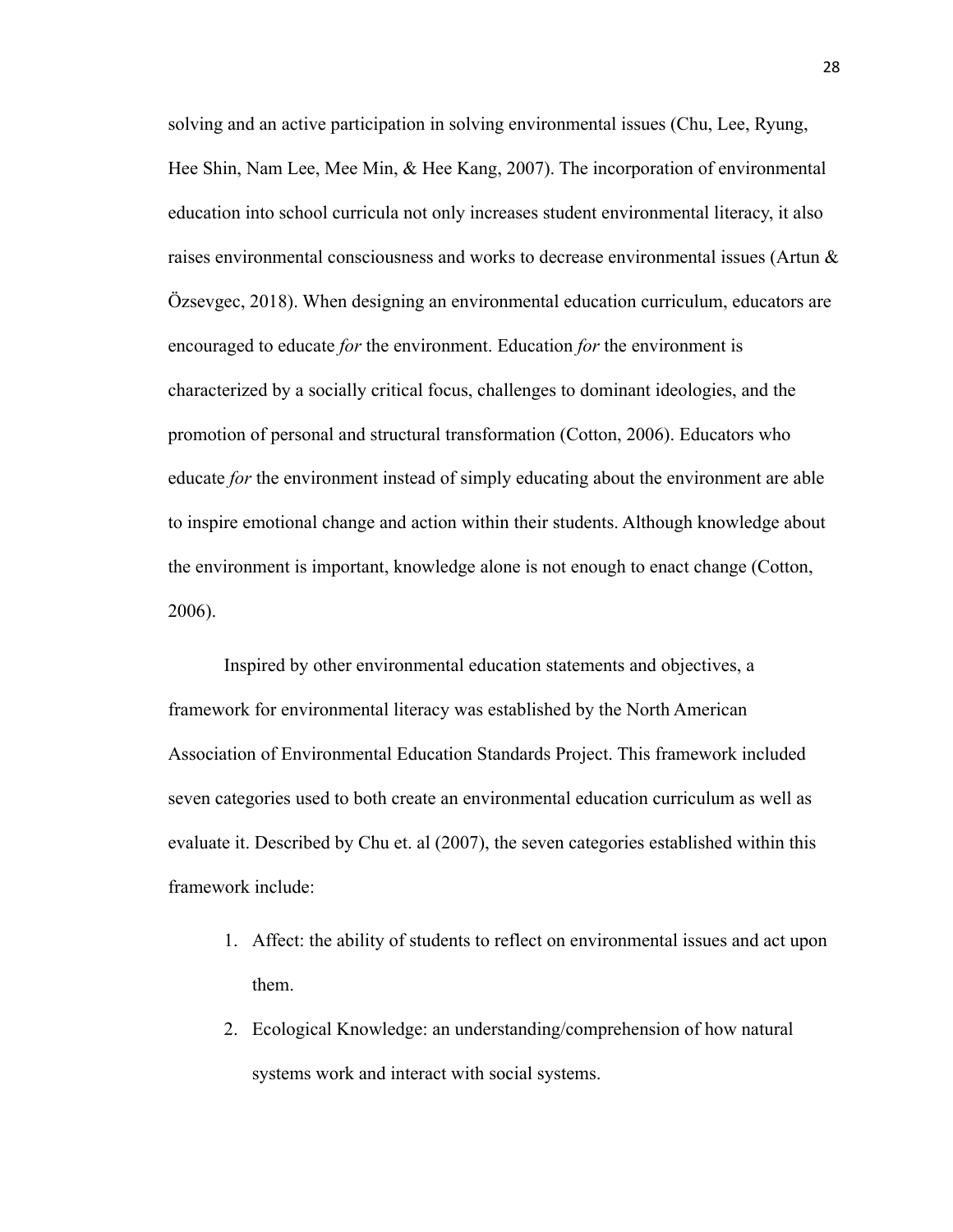solving and an active participation in solving environmental issues (Chu, Lee, Ryung, Hee Shin, Nam Lee, Mee Min, & Hee Kang, 2007). The incorporation of environmental education into school curricula not only increases student environmental literacy, it also raises environmental consciousness and works to decrease environmental issues (Artun & Özsevgec, 2018). When designing an environmental education curriculum, educators are encouraged to educate *for* the environment. Education *for* the environment is characterized by a socially critical focus, challenges to dominant ideologies, and the promotion of personal and structural transformation (Cotton, 2006). Educators who educate *for* the environment instead of simply educating about the environment are able to inspire emotional change and action within their students. Although knowledge about the environment is important, knowledge alone is not enough to enact change (Cotton, 2006).

Inspired by other environmental education statements and objectives, a framework for environmental literacy was established by the North American Association of Environmental Education Standards Project. This framework included seven categories used to both create an environmental education curriculum as well as evaluate it. Described by Chu et. al (2007), the seven categories established within this framework include:

1. Affect: the ability of students to reflect on environmental issues and act upon them.
2. Ecological Knowledge: an understanding/comprehension of how natural systems work and interact with social systems.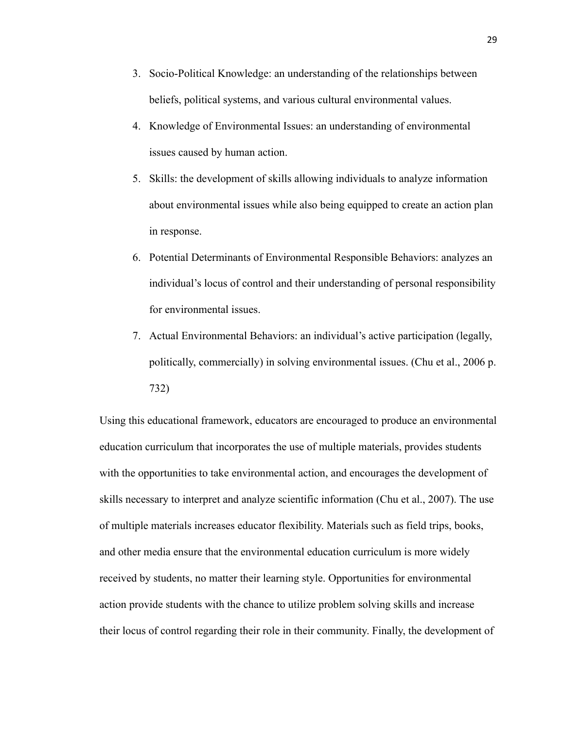3. Socio-Political Knowledge: an understanding of the relationships between beliefs, political systems, and various cultural environmental values.
4. Knowledge of Environmental Issues: an understanding of environmental issues caused by human action.
5. Skills: the development of skills allowing individuals to analyze information about environmental issues while also being equipped to create an action plan in response.
6. Potential Determinants of Environmental Responsible Behaviors: analyzes an individual's locus of control and their understanding of personal responsibility for environmental issues.
7. Actual Environmental Behaviors: an individual's active participation (legally, politically, commercially) in solving environmental issues. (Chu et al., 2006 p. 732)

Using this educational framework, educators are encouraged to produce an environmental education curriculum that incorporates the use of multiple materials, provides students with the opportunities to take environmental action, and encourages the development of skills necessary to interpret and analyze scientific information (Chu et al., 2007). The use of multiple materials increases educator flexibility. Materials such as field trips, books, and other media ensure that the environmental education curriculum is more widely received by students, no matter their learning style. Opportunities for environmental action provide students with the chance to utilize problem solving skills and increase their locus of control regarding their role in their community. Finally, the development of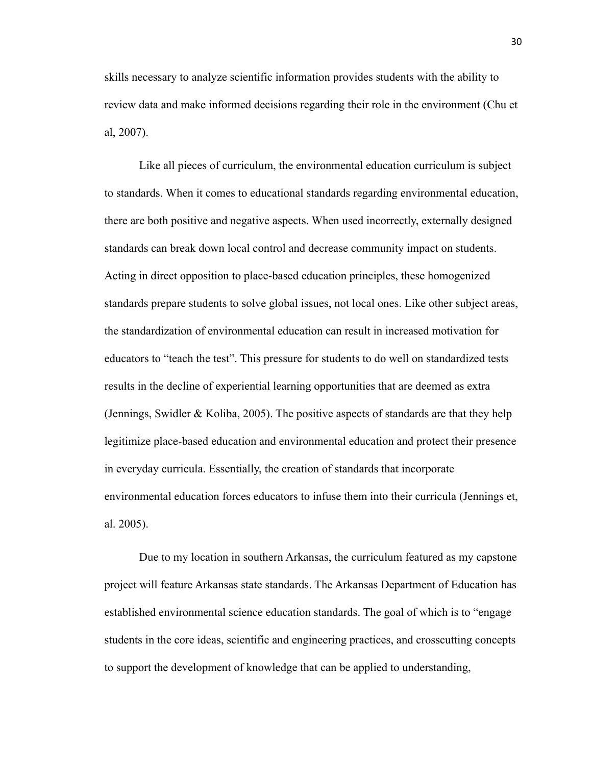skills necessary to analyze scientific information provides students with the ability to review data and make informed decisions regarding their role in the environment (Chu et al, 2007).

Like all pieces of curriculum, the environmental education curriculum is subject to standards. When it comes to educational standards regarding environmental education, there are both positive and negative aspects. When used incorrectly, externally designed standards can break down local control and decrease community impact on students. Acting in direct opposition to place-based education principles, these homogenized standards prepare students to solve global issues, not local ones. Like other subject areas, the standardization of environmental education can result in increased motivation for educators to "teach the test". This pressure for students to do well on standardized tests results in the decline of experiential learning opportunities that are deemed as extra (Jennings, Swidler & Koliba, 2005). The positive aspects of standards are that they help legitimize place-based education and environmental education and protect their presence in everyday curricula. Essentially, the creation of standards that incorporate environmental education forces educators to infuse them into their curricula (Jennings et, al. 2005).

Due to my location in southern Arkansas, the curriculum featured as my capstone project will feature Arkansas state standards. The Arkansas Department of Education has established environmental science education standards. The goal of which is to "engage students in the core ideas, scientific and engineering practices, and crosscutting concepts to support the development of knowledge that can be applied to understanding,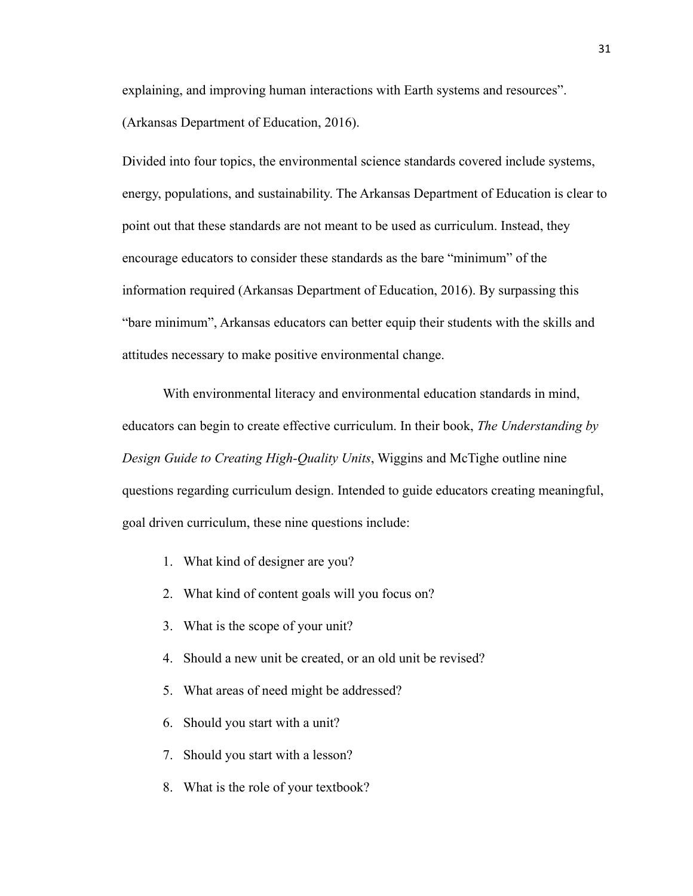explaining, and improving human interactions with Earth systems and resources". (Arkansas Department of Education, 2016).

Divided into four topics, the environmental science standards covered include systems, energy, populations, and sustainability. The Arkansas Department of Education is clear to point out that these standards are not meant to be used as curriculum. Instead, they encourage educators to consider these standards as the bare "minimum" of the information required (Arkansas Department of Education, 2016). By surpassing this "bare minimum", Arkansas educators can better equip their students with the skills and attitudes necessary to make positive environmental change.

With environmental literacy and environmental education standards in mind, educators can begin to create effective curriculum. In their book, *The Understanding by Design Guide to Creating High-Quality Units*, Wiggins and McTighe outline nine questions regarding curriculum design. Intended to guide educators creating meaningful, goal driven curriculum, these nine questions include:

1. What kind of designer are you?
2. What kind of content goals will you focus on?
3. What is the scope of your unit?
4. Should a new unit be created, or an old unit be revised?
5. What areas of need might be addressed?
6. Should you start with a unit?
7. Should you start with a lesson?
8. What is the role of your textbook?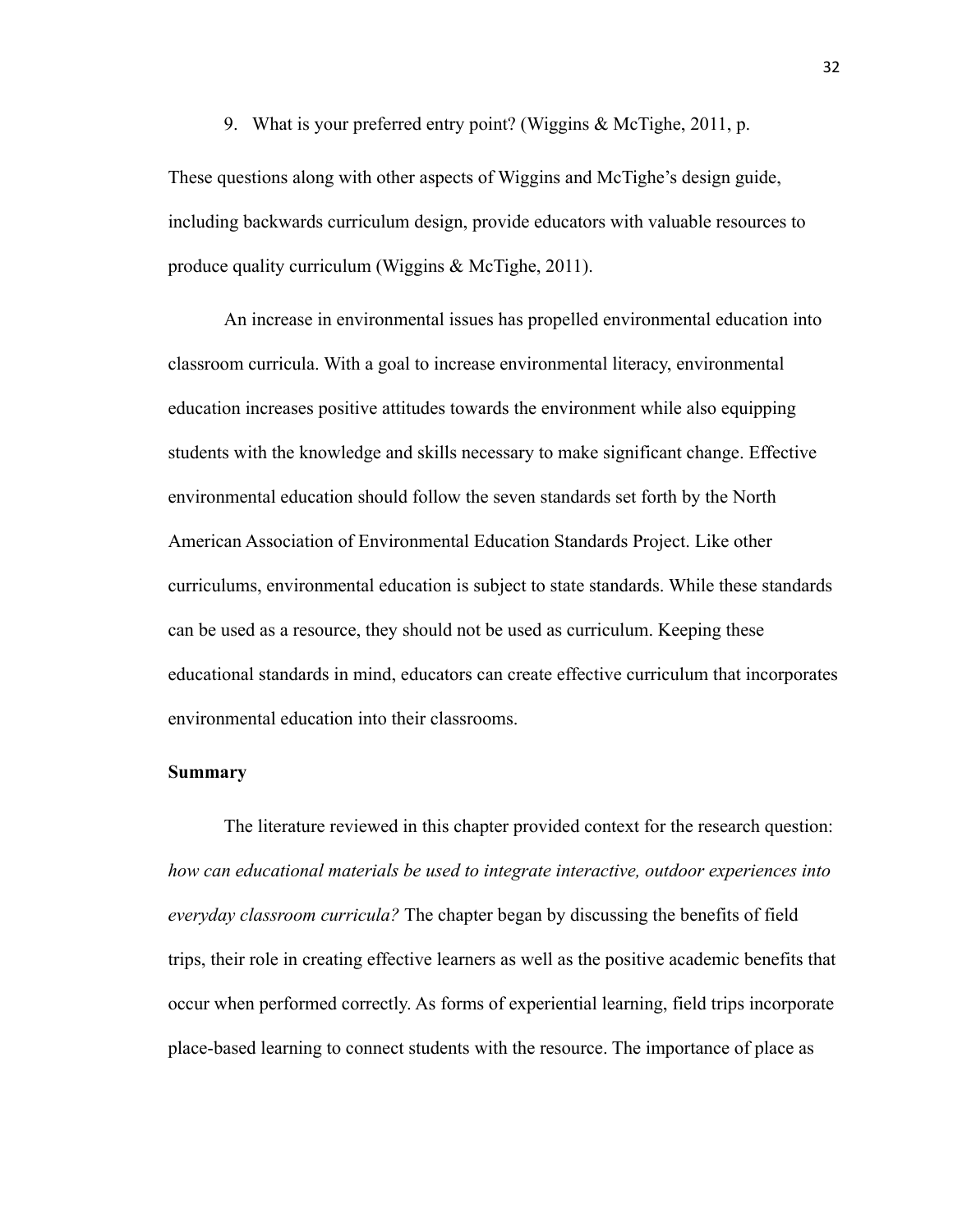9. What is your preferred entry point? (Wiggins & McTighe, 2011, p.

These questions along with other aspects of Wiggins and McTighe's design guide, including backwards curriculum design, provide educators with valuable resources to produce quality curriculum (Wiggins & McTighe, 2011).

An increase in environmental issues has propelled environmental education into classroom curricula. With a goal to increase environmental literacy, environmental education increases positive attitudes towards the environment while also equipping students with the knowledge and skills necessary to make significant change. Effective environmental education should follow the seven standards set forth by the North American Association of Environmental Education Standards Project. Like other curriculums, environmental education is subject to state standards. While these standards can be used as a resource, they should not be used as curriculum. Keeping these educational standards in mind, educators can create effective curriculum that incorporates environmental education into their classrooms.

**Summary**

The literature reviewed in this chapter provided context for the research question: *how can educational materials be used to integrate interactive, outdoor experiences into everyday classroom curricula?* The chapter began by discussing the benefits of field trips, their role in creating effective learners as well as the positive academic benefits that occur when performed correctly. As forms of experiential learning, field trips incorporate place-based learning to connect students with the resource. The importance of place as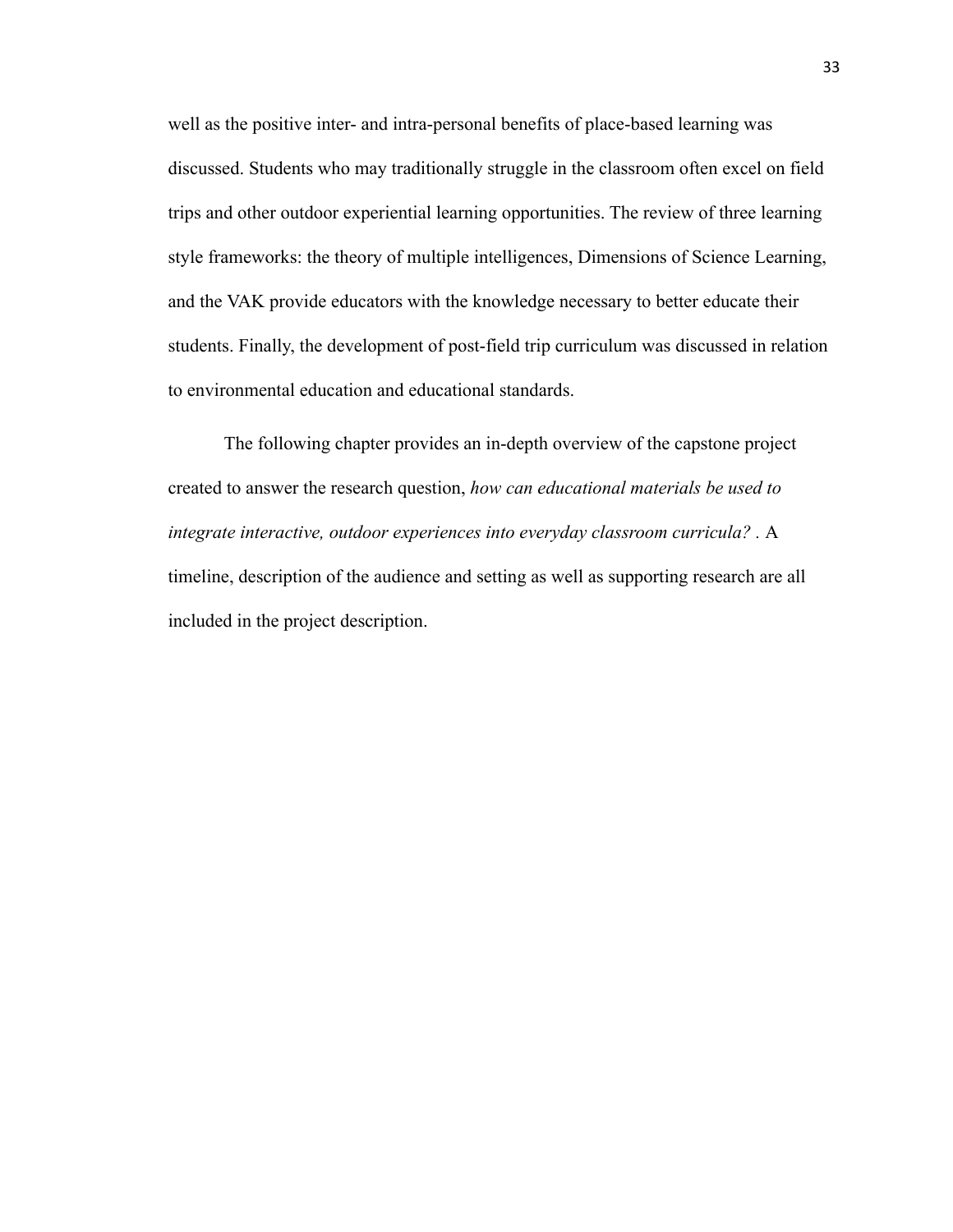well as the positive inter- and intra-personal benefits of place-based learning was discussed. Students who may traditionally struggle in the classroom often excel on field trips and other outdoor experiential learning opportunities. The review of three learning style frameworks: the theory of multiple intelligences, Dimensions of Science Learning, and the VAK provide educators with the knowledge necessary to better educate their students. Finally, the development of post-field trip curriculum was discussed in relation to environmental education and educational standards.

The following chapter provides an in-depth overview of the capstone project created to answer the research question, *how can educational materials be used to integrate interactive, outdoor experiences into everyday classroom curricula?* . A timeline, description of the audience and setting as well as supporting research are all included in the project description.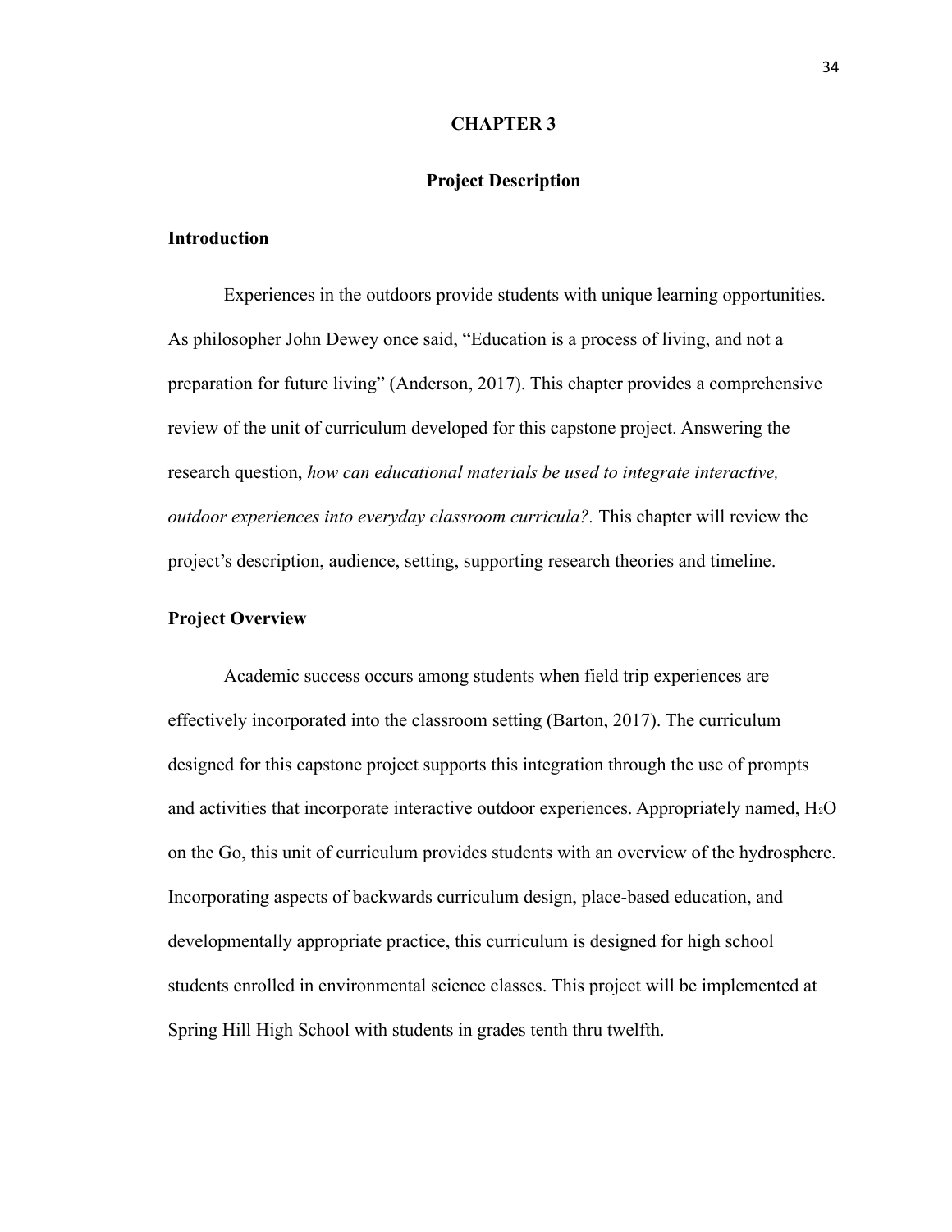# CHAPTER 3

## Project Description

### Introduction

Experiences in the outdoors provide students with unique learning opportunities. As philosopher John Dewey once said, “Education is a process of living, and not a preparation for future living” (Anderson, 2017). This chapter provides a comprehensive review of the unit of curriculum developed for this capstone project. Answering the research question, *how can educational materials be used to integrate interactive, outdoor experiences into everyday classroom curricula?.* This chapter will review the project’s description, audience, setting, supporting research theories and timeline.

### Project Overview

Academic success occurs among students when field trip experiences are effectively incorporated into the classroom setting (Barton, 2017). The curriculum designed for this capstone project supports this integration through the use of prompts and activities that incorporate interactive outdoor experiences. Appropriately named, $H_2O$ on the Go, this unit of curriculum provides students with an overview of the hydrosphere. Incorporating aspects of backwards curriculum design, place-based education, and developmentally appropriate practice, this curriculum is designed for high school students enrolled in environmental science classes. This project will be implemented at Spring Hill High School with students in grades tenth thru twelfth.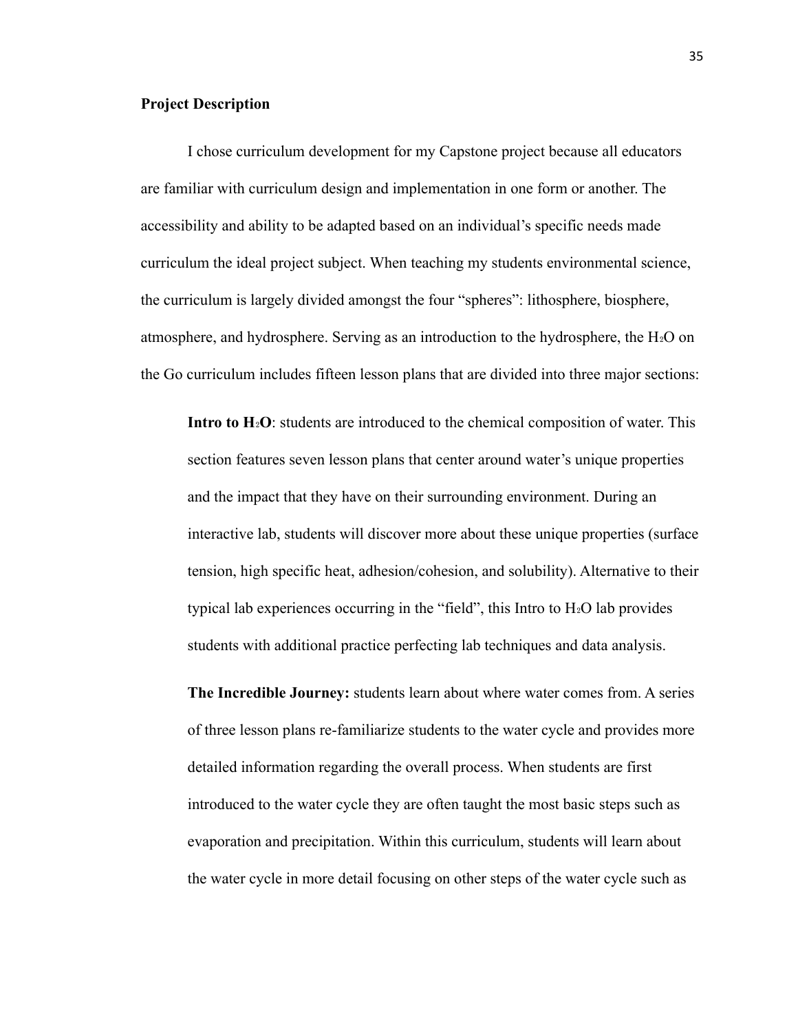**Project Description**

I chose curriculum development for my Capstone project because all educators are familiar with curriculum design and implementation in one form or another. The accessibility and ability to be adapted based on an individual's specific needs made curriculum the ideal project subject. When teaching my students environmental science, the curriculum is largely divided amongst the four "spheres": lithosphere, biosphere, atmosphere, and hydrosphere. Serving as an introduction to the hydrosphere, the $H_2O$ on the Go curriculum includes fifteen lesson plans that are divided into three major sections:

> **Intro to $H_2O$**: students are introduced to the chemical composition of water. This section features seven lesson plans that center around water's unique properties and the impact that they have on their surrounding environment. During an interactive lab, students will discover more about these unique properties (surface tension, high specific heat, adhesion/cohesion, and solubility). Alternative to their typical lab experiences occurring in the "field", this Intro to $H_2O$ lab provides students with additional practice perfecting lab techniques and data analysis.

> **The Incredible Journey:** students learn about where water comes from. A series of three lesson plans re-familiarize students to the water cycle and provides more detailed information regarding the overall process. When students are first introduced to the water cycle they are often taught the most basic steps such as evaporation and precipitation. Within this curriculum, students will learn about the water cycle in more detail focusing on other steps of the water cycle such as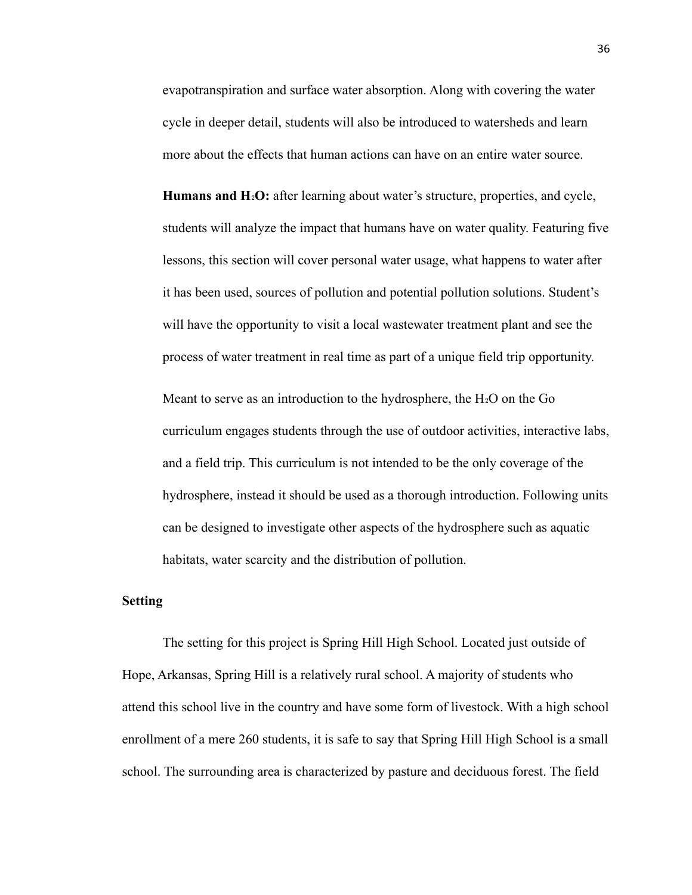evapotranspiration and surface water absorption. Along with covering the water cycle in deeper detail, students will also be introduced to watersheds and learn more about the effects that human actions can have on an entire water source.

**Humans and $H_2O$:** after learning about water's structure, properties, and cycle, students will analyze the impact that humans have on water quality. Featuring five lessons, this section will cover personal water usage, what happens to water after it has been used, sources of pollution and potential pollution solutions. Student's will have the opportunity to visit a local wastewater treatment plant and see the process of water treatment in real time as part of a unique field trip opportunity.

Meant to serve as an introduction to the hydrosphere, the $H_2O$ on the Go curriculum engages students through the use of outdoor activities, interactive labs, and a field trip. This curriculum is not intended to be the only coverage of the hydrosphere, instead it should be used as a thorough introduction. Following units can be designed to investigate other aspects of the hydrosphere such as aquatic habitats, water scarcity and the distribution of pollution.

**Setting**

The setting for this project is Spring Hill High School. Located just outside of Hope, Arkansas, Spring Hill is a relatively rural school. A majority of students who attend this school live in the country and have some form of livestock. With a high school enrollment of a mere 260 students, it is safe to say that Spring Hill High School is a small school. The surrounding area is characterized by pasture and deciduous forest. The field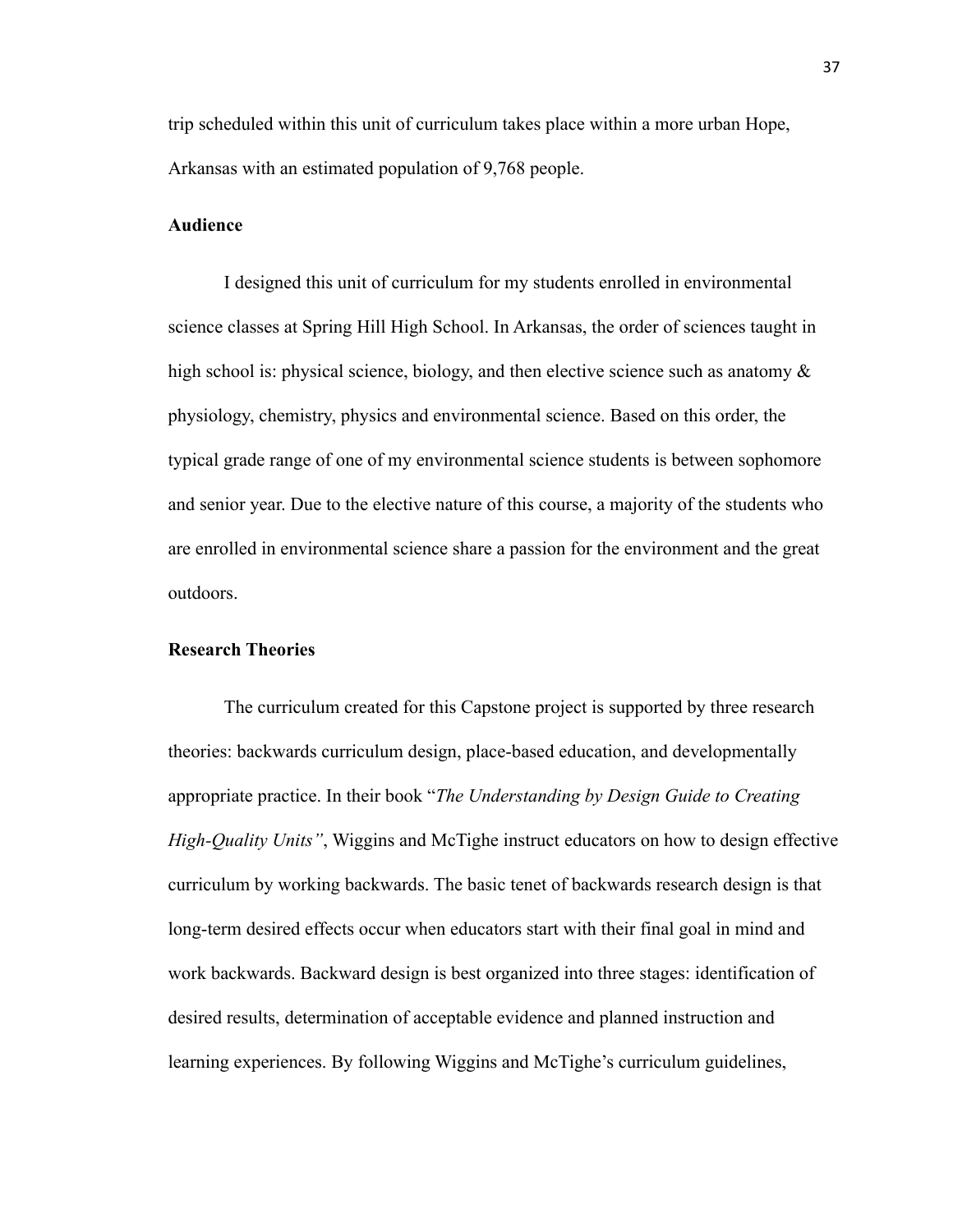trip scheduled within this unit of curriculum takes place within a more urban Hope, Arkansas with an estimated population of 9,768 people.

**Audience**

I designed this unit of curriculum for my students enrolled in environmental science classes at Spring Hill High School. In Arkansas, the order of sciences taught in high school is: physical science, biology, and then elective science such as anatomy & physiology, chemistry, physics and environmental science. Based on this order, the typical grade range of one of my environmental science students is between sophomore and senior year. Due to the elective nature of this course, a majority of the students who are enrolled in environmental science share a passion for the environment and the great outdoors.

**Research Theories**

The curriculum created for this Capstone project is supported by three research theories: backwards curriculum design, place-based education, and developmentally appropriate practice. In their book "*The Understanding by Design Guide to Creating High-Quality Units"*, Wiggins and McTighe instruct educators on how to design effective curriculum by working backwards. The basic tenet of backwards research design is that long-term desired effects occur when educators start with their final goal in mind and work backwards. Backward design is best organized into three stages: identification of desired results, determination of acceptable evidence and planned instruction and learning experiences. By following Wiggins and McTighe's curriculum guidelines,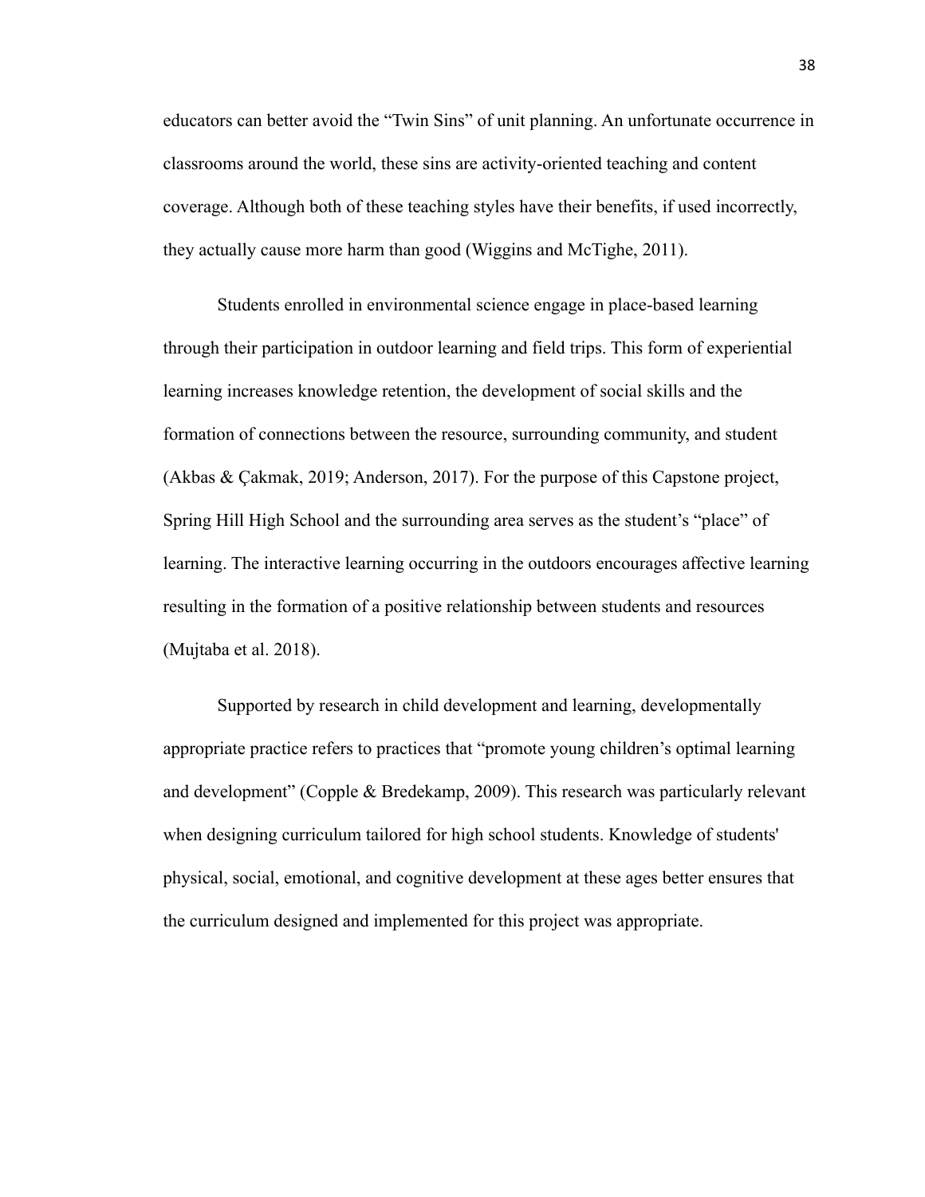educators can better avoid the "Twin Sins" of unit planning. An unfortunate occurrence in classrooms around the world, these sins are activity-oriented teaching and content coverage. Although both of these teaching styles have their benefits, if used incorrectly, they actually cause more harm than good (Wiggins and McTighe, 2011).

Students enrolled in environmental science engage in place-based learning through their participation in outdoor learning and field trips. This form of experiential learning increases knowledge retention, the development of social skills and the formation of connections between the resource, surrounding community, and student (Akbas & Çakmak, 2019; Anderson, 2017). For the purpose of this Capstone project, Spring Hill High School and the surrounding area serves as the student's "place" of learning. The interactive learning occurring in the outdoors encourages affective learning resulting in the formation of a positive relationship between students and resources (Mujtaba et al. 2018).

Supported by research in child development and learning, developmentally appropriate practice refers to practices that "promote young children's optimal learning and development" (Copple & Bredekamp, 2009). This research was particularly relevant when designing curriculum tailored for high school students. Knowledge of students' physical, social, emotional, and cognitive development at these ages better ensures that the curriculum designed and implemented for this project was appropriate.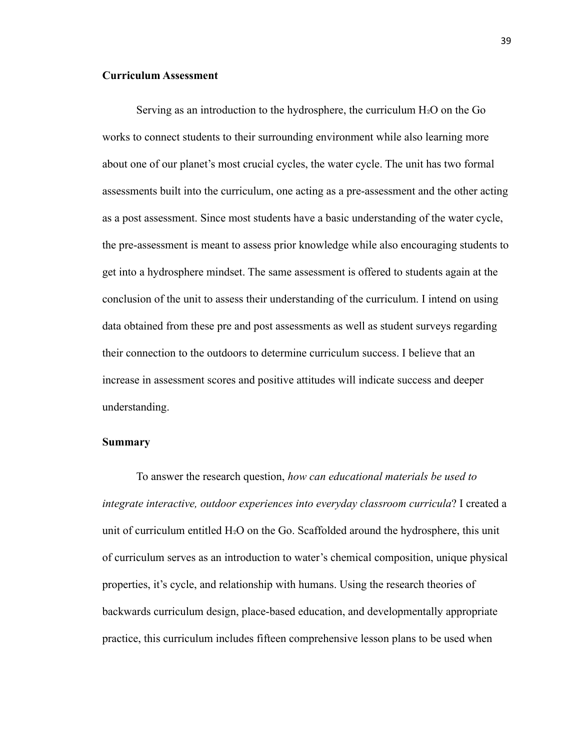### Curriculum Assessment

Serving as an introduction to the hydrosphere, the curriculum $H_2O$ on the Go works to connect students to their surrounding environment while also learning more about one of our planet's most crucial cycles, the water cycle. The unit has two formal assessments built into the curriculum, one acting as a pre-assessment and the other acting as a post assessment. Since most students have a basic understanding of the water cycle, the pre-assessment is meant to assess prior knowledge while also encouraging students to get into a hydrosphere mindset. The same assessment is offered to students again at the conclusion of the unit to assess their understanding of the curriculum. I intend on using data obtained from these pre and post assessments as well as student surveys regarding their connection to the outdoors to determine curriculum success. I believe that an increase in assessment scores and positive attitudes will indicate success and deeper understanding.

### Summary

To answer the research question, *how can educational materials be used to integrate interactive, outdoor experiences into everyday classroom curricula*? I created a unit of curriculum entitled $H_2O$ on the Go. Scaffolded around the hydrosphere, this unit of curriculum serves as an introduction to water's chemical composition, unique physical properties, it's cycle, and relationship with humans. Using the research theories of backwards curriculum design, place-based education, and developmentally appropriate practice, this curriculum includes fifteen comprehensive lesson plans to be used when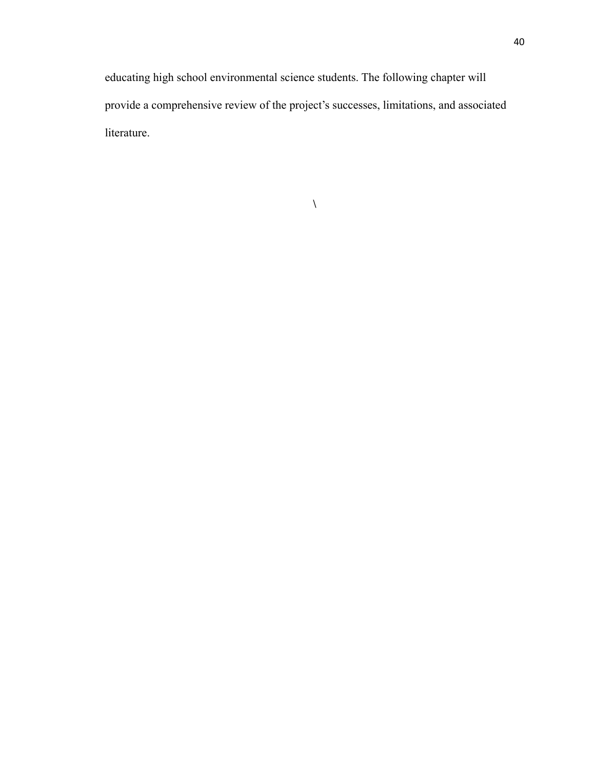educating high school environmental science students. The following chapter will provide a comprehensive review of the project's successes, limitations, and associated literature.

\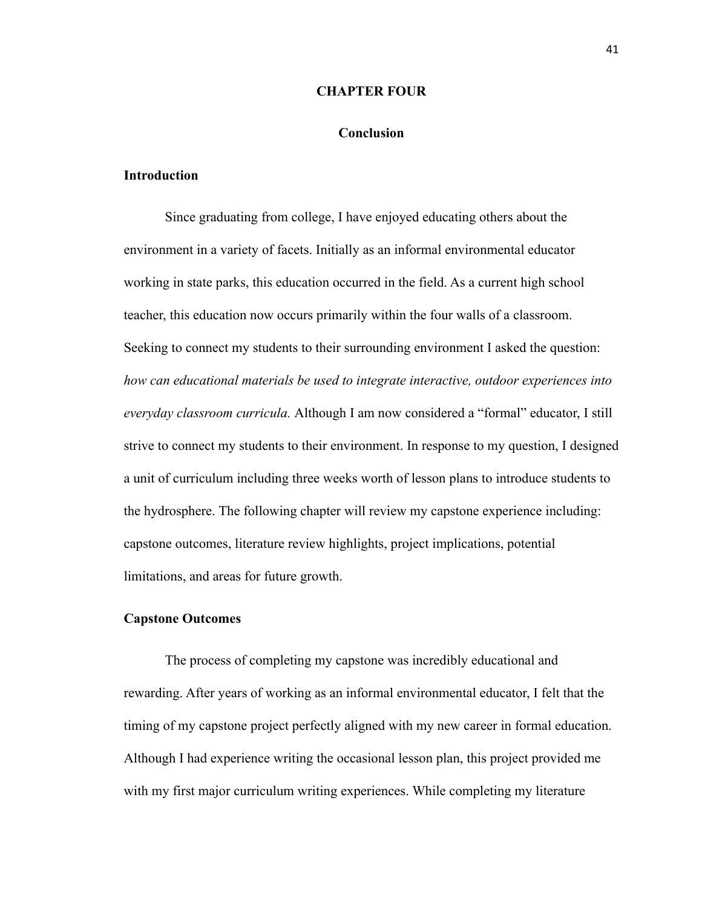# CHAPTER FOUR

## Conclusion

### Introduction

Since graduating from college, I have enjoyed educating others about the environment in a variety of facets. Initially as an informal environmental educator working in state parks, this education occurred in the field. As a current high school teacher, this education now occurs primarily within the four walls of a classroom. Seeking to connect my students to their surrounding environment I asked the question: *how can educational materials be used to integrate interactive, outdoor experiences into everyday classroom curricula.* Although I am now considered a "formal" educator, I still strive to connect my students to their environment. In response to my question, I designed a unit of curriculum including three weeks worth of lesson plans to introduce students to the hydrosphere. The following chapter will review my capstone experience including: capstone outcomes, literature review highlights, project implications, potential limitations, and areas for future growth.

### Capstone Outcomes

The process of completing my capstone was incredibly educational and rewarding. After years of working as an informal environmental educator, I felt that the timing of my capstone project perfectly aligned with my new career in formal education. Although I had experience writing the occasional lesson plan, this project provided me with my first major curriculum writing experiences. While completing my literature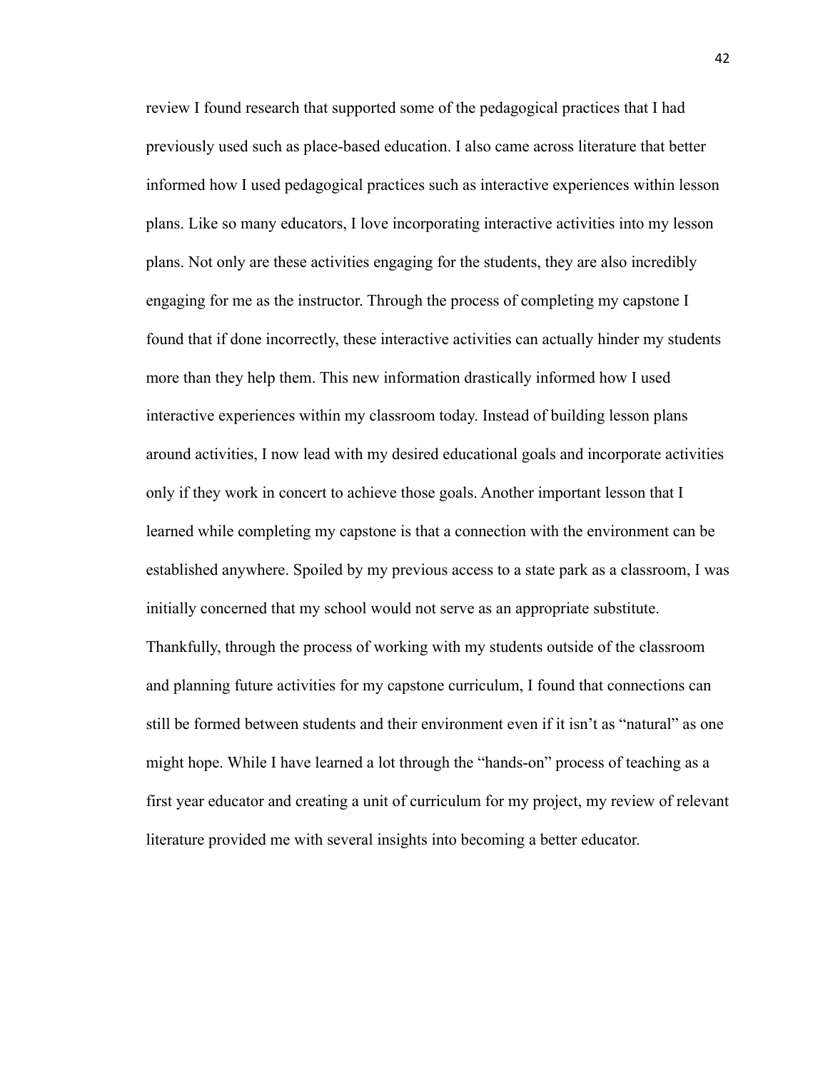review I found research that supported some of the pedagogical practices that I had previously used such as place-based education. I also came across literature that better informed how I used pedagogical practices such as interactive experiences within lesson plans. Like so many educators, I love incorporating interactive activities into my lesson plans. Not only are these activities engaging for the students, they are also incredibly engaging for me as the instructor. Through the process of completing my capstone I found that if done incorrectly, these interactive activities can actually hinder my students more than they help them. This new information drastically informed how I used interactive experiences within my classroom today. Instead of building lesson plans around activities, I now lead with my desired educational goals and incorporate activities only if they work in concert to achieve those goals. Another important lesson that I learned while completing my capstone is that a connection with the environment can be established anywhere. Spoiled by my previous access to a state park as a classroom, I was initially concerned that my school would not serve as an appropriate substitute. Thankfully, through the process of working with my students outside of the classroom and planning future activities for my capstone curriculum, I found that connections can still be formed between students and their environment even if it isn't as "natural" as one might hope. While I have learned a lot through the "hands-on" process of teaching as a first year educator and creating a unit of curriculum for my project, my review of relevant literature provided me with several insights into becoming a better educator.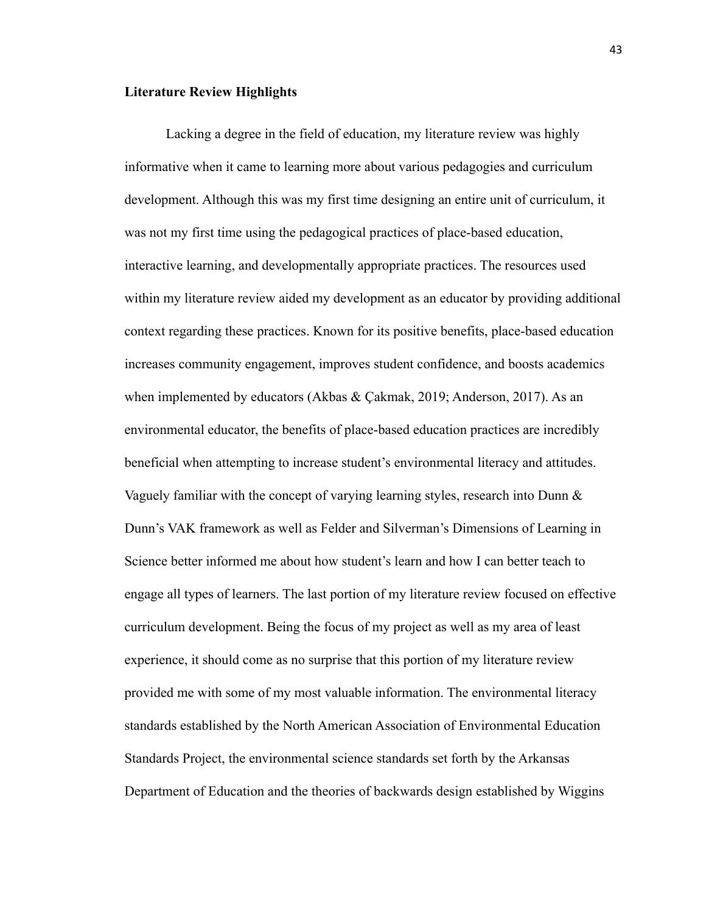**Literature Review Highlights**

Lacking a degree in the field of education, my literature review was highly informative when it came to learning more about various pedagogies and curriculum development. Although this was my first time designing an entire unit of curriculum, it was not my first time using the pedagogical practices of place-based education, interactive learning, and developmentally appropriate practices. The resources used within my literature review aided my development as an educator by providing additional context regarding these practices. Known for its positive benefits, place-based education increases community engagement, improves student confidence, and boosts academics when implemented by educators (Akbas & Çakmak, 2019; Anderson, 2017). As an environmental educator, the benefits of place-based education practices are incredibly beneficial when attempting to increase student's environmental literacy and attitudes. Vaguely familiar with the concept of varying learning styles, research into Dunn & Dunn's VAK framework as well as Felder and Silverman's Dimensions of Learning in Science better informed me about how student's learn and how I can better teach to engage all types of learners. The last portion of my literature review focused on effective curriculum development. Being the focus of my project as well as my area of least experience, it should come as no surprise that this portion of my literature review provided me with some of my most valuable information. The environmental literacy standards established by the North American Association of Environmental Education Standards Project, the environmental science standards set forth by the Arkansas Department of Education and the theories of backwards design established by Wiggins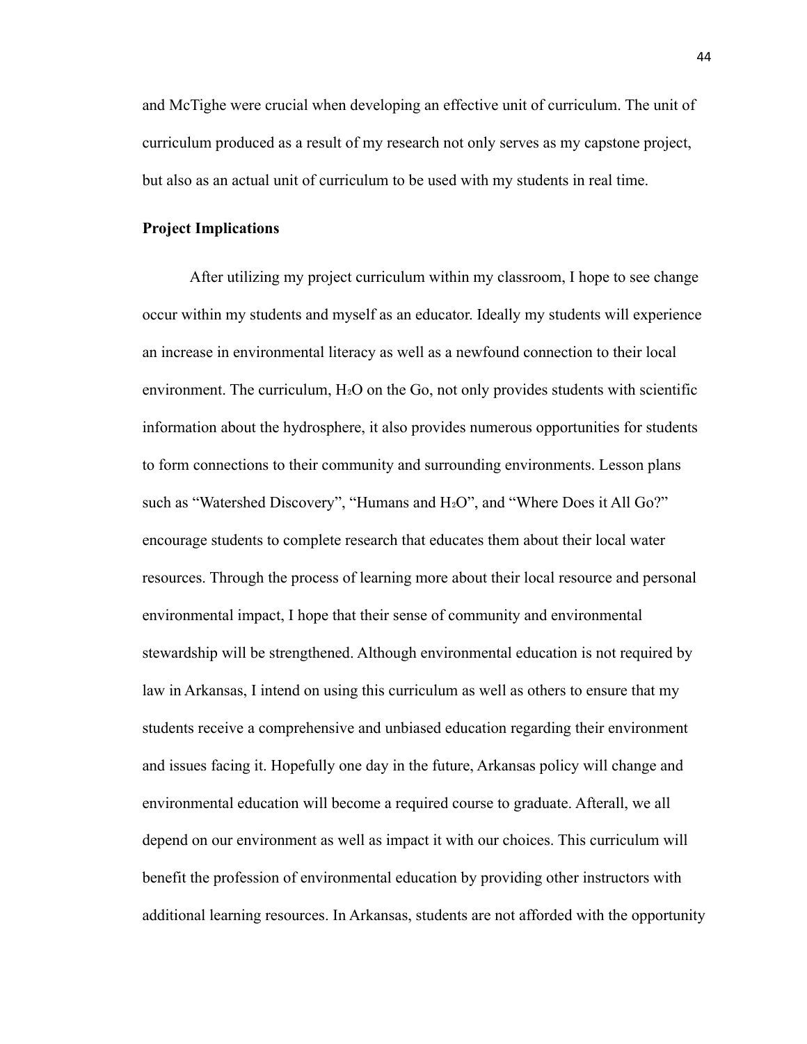and McTighe were crucial when developing an effective unit of curriculum. The unit of curriculum produced as a result of my research not only serves as my capstone project, but also as an actual unit of curriculum to be used with my students in real time.

**Project Implications**

After utilizing my project curriculum within my classroom, I hope to see change occur within my students and myself as an educator. Ideally my students will experience an increase in environmental literacy as well as a newfound connection to their local environment. The curriculum, $H_2O$ on the Go, not only provides students with scientific information about the hydrosphere, it also provides numerous opportunities for students to form connections to their community and surrounding environments. Lesson plans such as "Watershed Discovery", "Humans and $H_2O$", and "Where Does it All Go?" encourage students to complete research that educates them about their local water resources. Through the process of learning more about their local resource and personal environmental impact, I hope that their sense of community and environmental stewardship will be strengthened. Although environmental education is not required by law in Arkansas, I intend on using this curriculum as well as others to ensure that my students receive a comprehensive and unbiased education regarding their environment and issues facing it. Hopefully one day in the future, Arkansas policy will change and environmental education will become a required course to graduate. Afterall, we all depend on our environment as well as impact it with our choices. This curriculum will benefit the profession of environmental education by providing other instructors with additional learning resources. In Arkansas, students are not afforded with the opportunity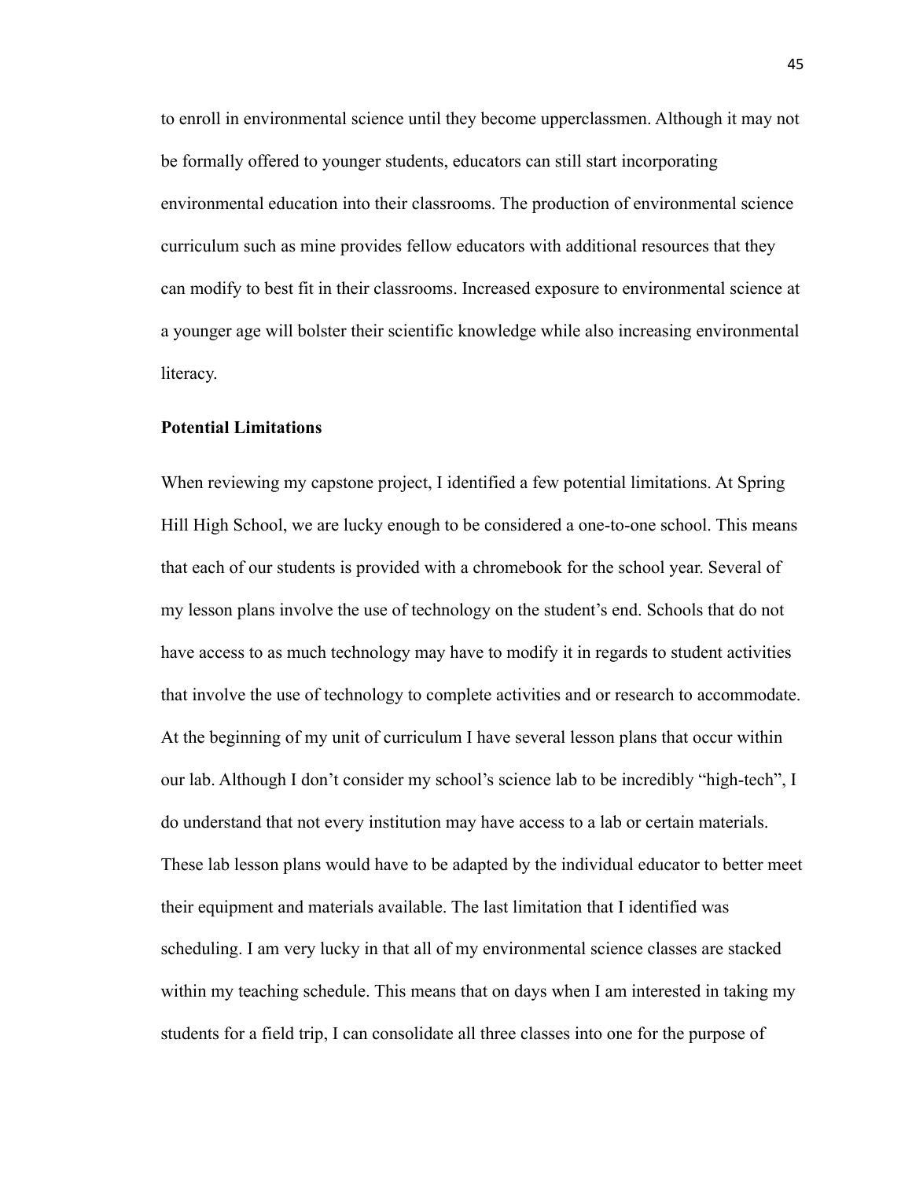to enroll in environmental science until they become upperclassmen. Although it may not be formally offered to younger students, educators can still start incorporating environmental education into their classrooms. The production of environmental science curriculum such as mine provides fellow educators with additional resources that they can modify to best fit in their classrooms. Increased exposure to environmental science at a younger age will bolster their scientific knowledge while also increasing environmental literacy.

**Potential Limitations**

When reviewing my capstone project, I identified a few potential limitations. At Spring Hill High School, we are lucky enough to be considered a one-to-one school. This means that each of our students is provided with a chromebook for the school year. Several of my lesson plans involve the use of technology on the student's end. Schools that do not have access to as much technology may have to modify it in regards to student activities that involve the use of technology to complete activities and or research to accommodate. At the beginning of my unit of curriculum I have several lesson plans that occur within our lab. Although I don't consider my school's science lab to be incredibly "high-tech", I do understand that not every institution may have access to a lab or certain materials. These lab lesson plans would have to be adapted by the individual educator to better meet their equipment and materials available. The last limitation that I identified was scheduling. I am very lucky in that all of my environmental science classes are stacked within my teaching schedule. This means that on days when I am interested in taking my students for a field trip, I can consolidate all three classes into one for the purpose of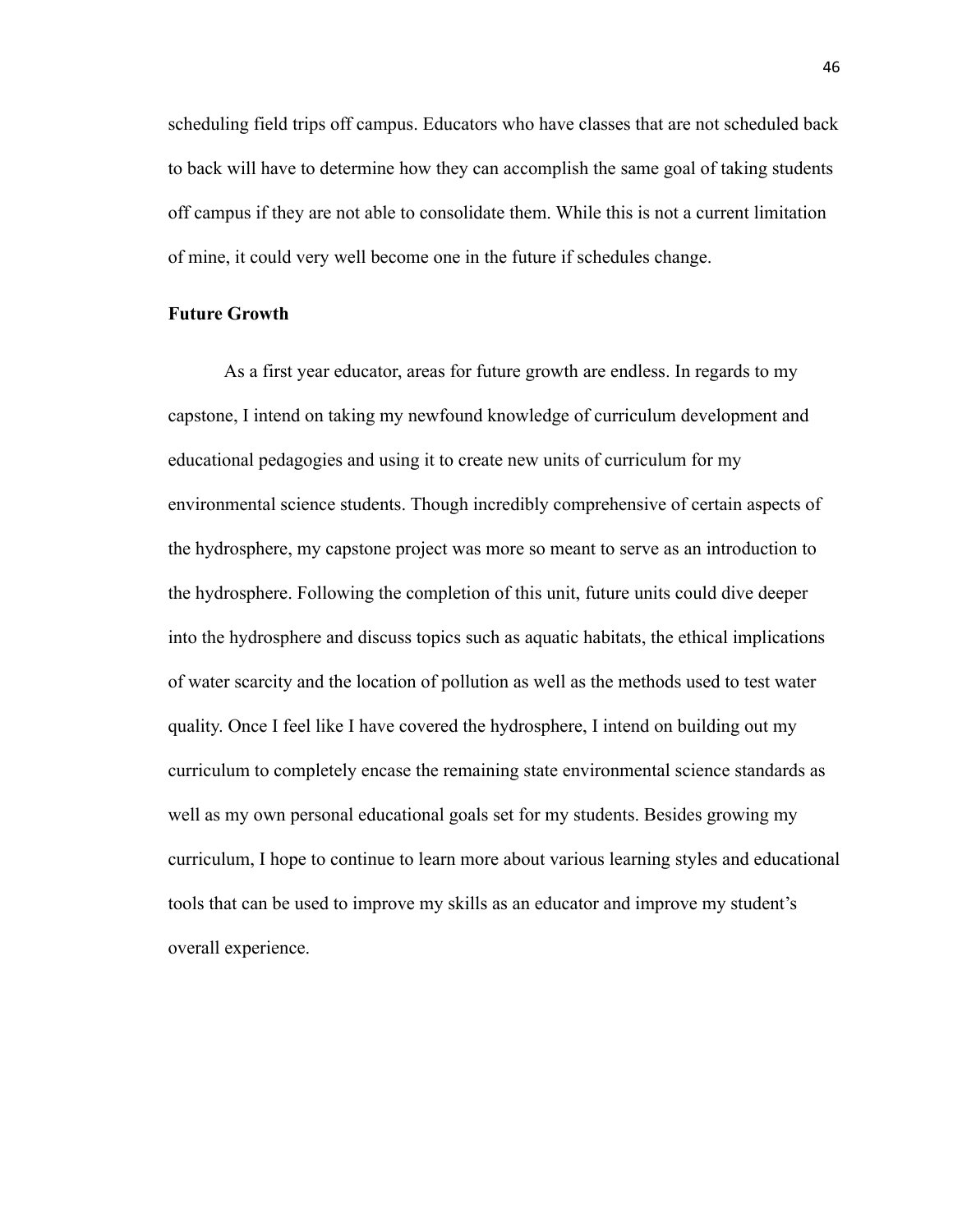scheduling field trips off campus. Educators who have classes that are not scheduled back to back will have to determine how they can accomplish the same goal of taking students off campus if they are not able to consolidate them. While this is not a current limitation of mine, it could very well become one in the future if schedules change.

**Future Growth**

As a first year educator, areas for future growth are endless. In regards to my capstone, I intend on taking my newfound knowledge of curriculum development and educational pedagogies and using it to create new units of curriculum for my environmental science students. Though incredibly comprehensive of certain aspects of the hydrosphere, my capstone project was more so meant to serve as an introduction to the hydrosphere. Following the completion of this unit, future units could dive deeper into the hydrosphere and discuss topics such as aquatic habitats, the ethical implications of water scarcity and the location of pollution as well as the methods used to test water quality. Once I feel like I have covered the hydrosphere, I intend on building out my curriculum to completely encase the remaining state environmental science standards as well as my own personal educational goals set for my students. Besides growing my curriculum, I hope to continue to learn more about various learning styles and educational tools that can be used to improve my skills as an educator and improve my student's overall experience.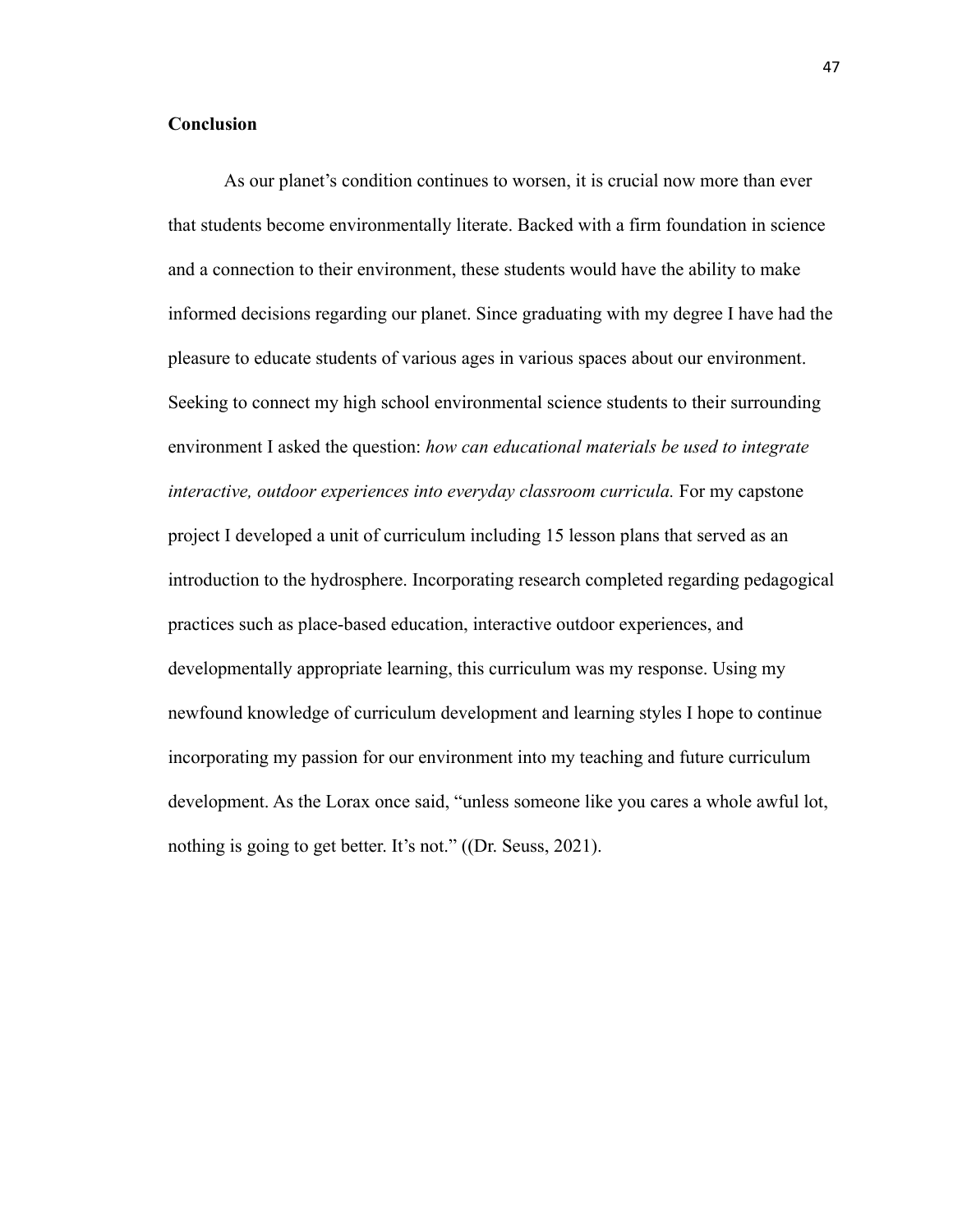**Conclusion**

As our planet's condition continues to worsen, it is crucial now more than ever that students become environmentally literate. Backed with a firm foundation in science and a connection to their environment, these students would have the ability to make informed decisions regarding our planet. Since graduating with my degree I have had the pleasure to educate students of various ages in various spaces about our environment. Seeking to connect my high school environmental science students to their surrounding environment I asked the question: *how can educational materials be used to integrate interactive, outdoor experiences into everyday classroom curricula.* For my capstone project I developed a unit of curriculum including 15 lesson plans that served as an introduction to the hydrosphere. Incorporating research completed regarding pedagogical practices such as place-based education, interactive outdoor experiences, and developmentally appropriate learning, this curriculum was my response. Using my newfound knowledge of curriculum development and learning styles I hope to continue incorporating my passion for our environment into my teaching and future curriculum development. As the Lorax once said, "unless someone like you cares a whole awful lot, nothing is going to get better. It's not." ((Dr. Seuss, 2021).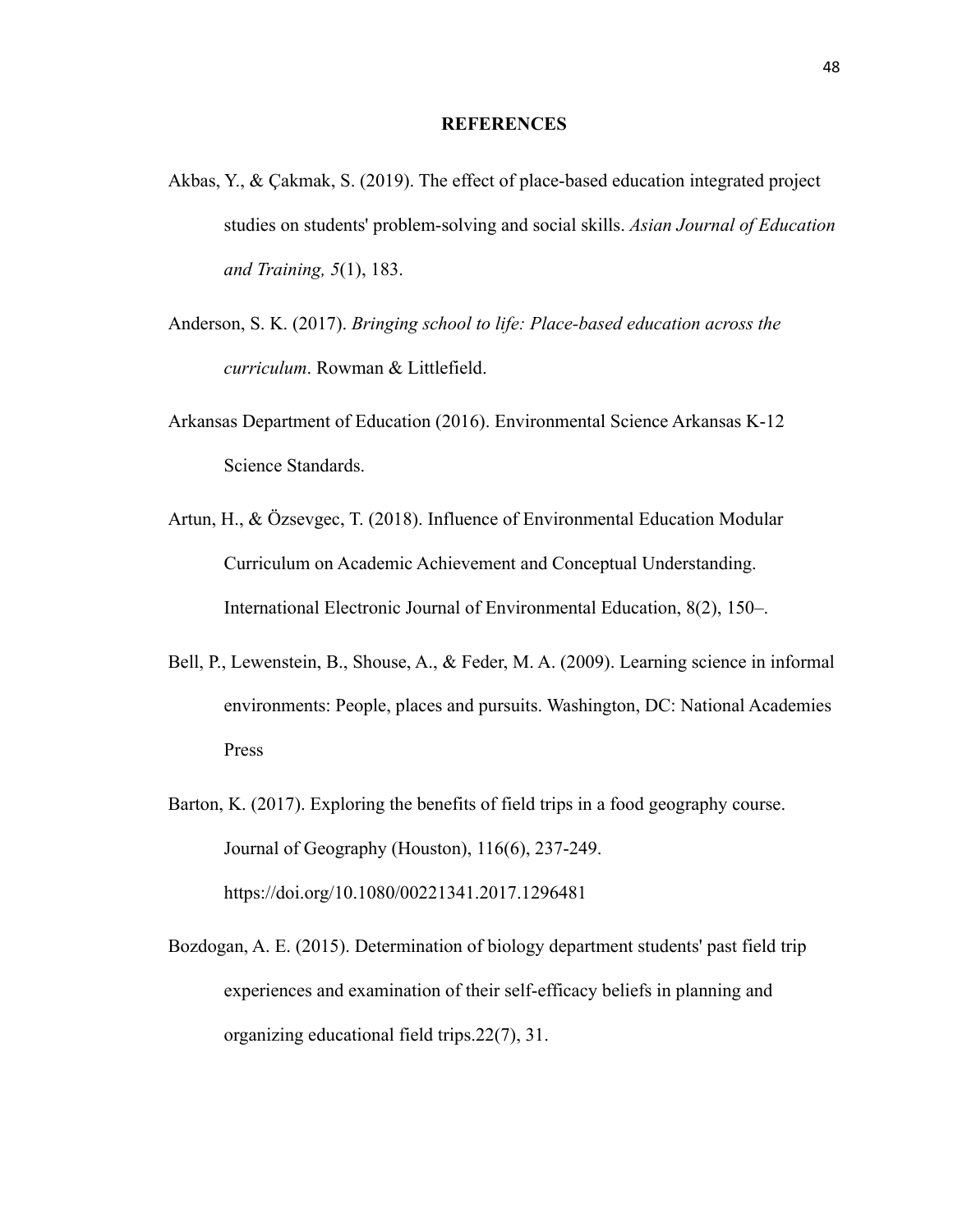# REFERENCES

Akbas, Y., & Çakmak, S. (2019). The effect of place-based education integrated project studies on students' problem-solving and social skills. *Asian Journal of Education and Training, 5*(1), 183.

Anderson, S. K. (2017). *Bringing school to life: Place-based education across the curriculum*. Rowman & Littlefield.

Arkansas Department of Education (2016). Environmental Science Arkansas K-12 Science Standards.

Artun, H., & Özsevgec, T. (2018). Influence of Environmental Education Modular Curriculum on Academic Achievement and Conceptual Understanding. International Electronic Journal of Environmental Education, 8(2), 150–.

Bell, P., Lewenstein, B., Shouse, A., & Feder, M. A. (2009). Learning science in informal environments: People, places and pursuits. Washington, DC: National Academies Press

Barton, K. (2017). Exploring the benefits of field trips in a food geography course. Journal of Geography (Houston), 116(6), 237-249. https://doi.org/10.1080/00221341.2017.1296481

Bozdogan, A. E. (2015). Determination of biology department students' past field trip experiences and examination of their self-efficacy beliefs in planning and organizing educational field trips.22(7), 31.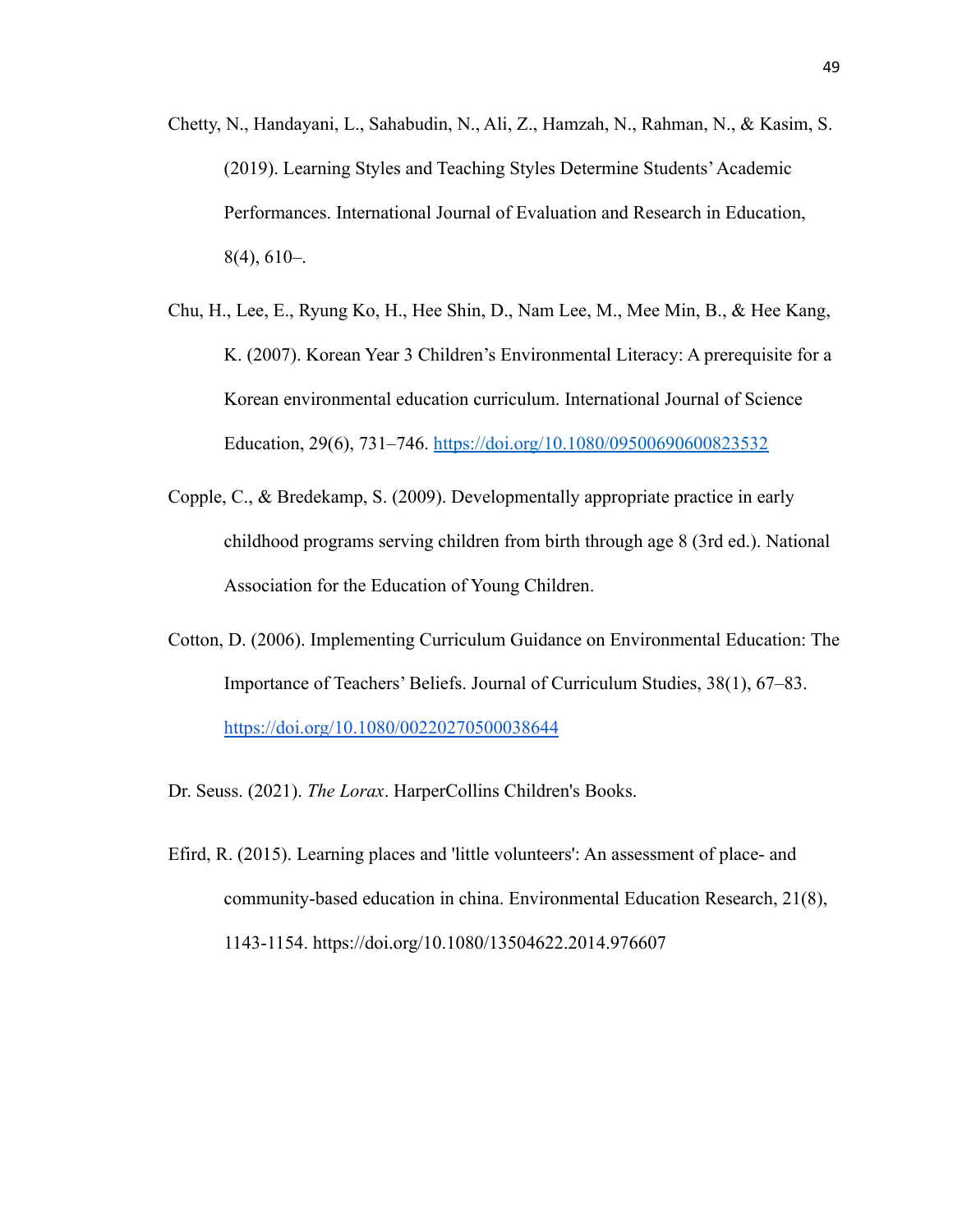Chetty, N., Handayani, L., Sahabudin, N., Ali, Z., Hamzah, N., Rahman, N., & Kasim, S. (2019). Learning Styles and Teaching Styles Determine Students' Academic Performances. International Journal of Evaluation and Research in Education, 8(4), 610–.

Chu, H., Lee, E., Ryung Ko, H., Hee Shin, D., Nam Lee, M., Mee Min, B., & Hee Kang, K. (2007). Korean Year 3 Children's Environmental Literacy: A prerequisite for a Korean environmental education curriculum. International Journal of Science Education, 29(6), 731–746. https://doi.org/10.1080/09500690600823532

Copple, C., & Bredekamp, S. (2009). Developmentally appropriate practice in early childhood programs serving children from birth through age 8 (3rd ed.). National Association for the Education of Young Children.

Cotton, D. (2006). Implementing Curriculum Guidance on Environmental Education: The Importance of Teachers' Beliefs. Journal of Curriculum Studies, 38(1), 67–83. https://doi.org/10.1080/00220270500038644

Dr. Seuss. (2021). *The Lorax*. HarperCollins Children's Books.

Efird, R. (2015). Learning places and 'little volunteers': An assessment of place- and community-based education in china. Environmental Education Research, 21(8), 1143-1154. https://doi.org/10.1080/13504622.2014.976607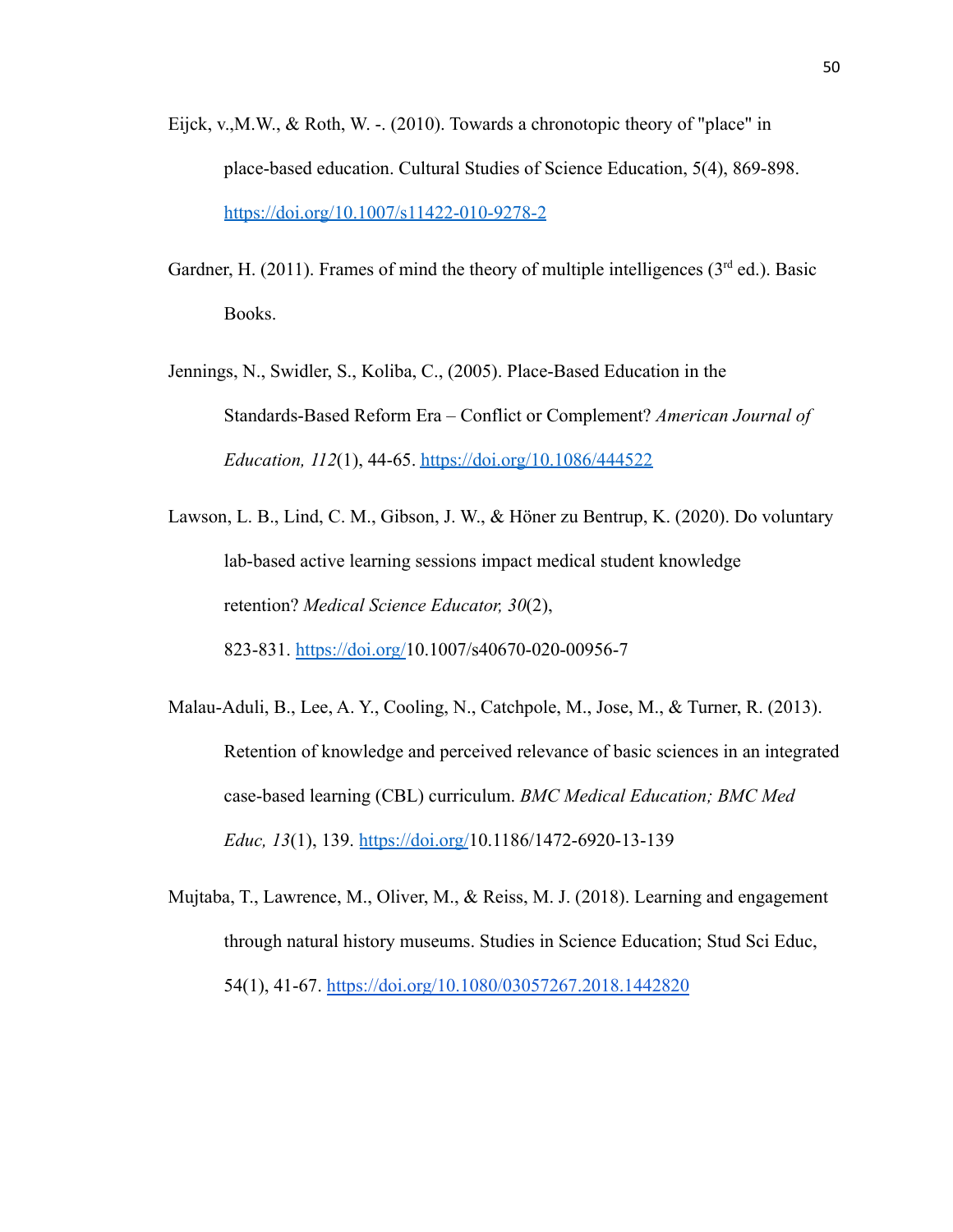Eijck, v.,M.W., & Roth, W. -. (2010). Towards a chronotopic theory of "place" in place-based education. Cultural Studies of Science Education, 5(4), 869-898. https://doi.org/10.1007/s11422-010-9278-2

Gardner, H. (2011). Frames of mind the theory of multiple intelligences (3rd ed.). Basic Books.

Jennings, N., Swidler, S., Koliba, C., (2005). Place-Based Education in the Standards-Based Reform Era – Conflict or Complement? *American Journal of Education, 112*(1), 44-65. https://doi.org/10.1086/444522

Lawson, L. B., Lind, C. M., Gibson, J. W., & Höner zu Bentrup, K. (2020). Do voluntary lab-based active learning sessions impact medical student knowledge retention? *Medical Science Educator, 30*(2), 823-831. https://doi.org/10.1007/s40670-020-00956-7

Malau-Aduli, B., Lee, A. Y., Cooling, N., Catchpole, M., Jose, M., & Turner, R. (2013). Retention of knowledge and perceived relevance of basic sciences in an integrated case-based learning (CBL) curriculum. *BMC Medical Education; BMC Med Educ, 13*(1), 139. https://doi.org/10.1186/1472-6920-13-139

Mujtaba, T., Lawrence, M., Oliver, M., & Reiss, M. J. (2018). Learning and engagement through natural history museums. Studies in Science Education; Stud Sci Educ, 54(1), 41-67. https://doi.org/10.1080/03057267.2018.1442820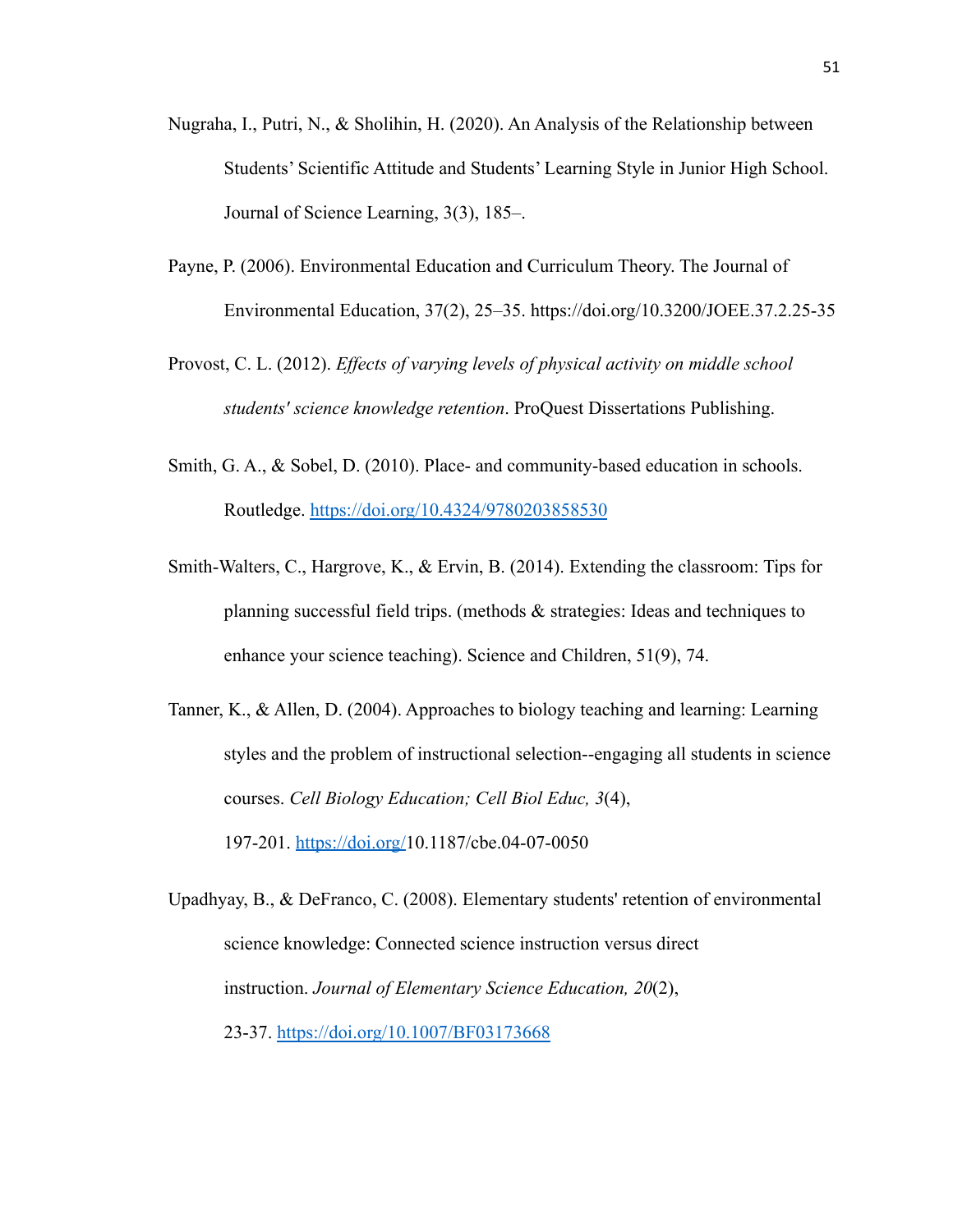Nugraha, I., Putri, N., & Sholihin, H. (2020). An Analysis of the Relationship between Students' Scientific Attitude and Students' Learning Style in Junior High School. Journal of Science Learning, 3(3), 185–.

Payne, P. (2006). Environmental Education and Curriculum Theory. The Journal of Environmental Education, 37(2), 25–35. https://doi.org/10.3200/JOEE.37.2.25-35

Provost, C. L. (2012). *Effects of varying levels of physical activity on middle school students' science knowledge retention*. ProQuest Dissertations Publishing.

Smith, G. A., & Sobel, D. (2010). Place- and community-based education in schools. Routledge. https://doi.org/10.4324/9780203858530

Smith-Walters, C., Hargrove, K., & Ervin, B. (2014). Extending the classroom: Tips for planning successful field trips. (methods & strategies: Ideas and techniques to enhance your science teaching). Science and Children, 51(9), 74.

Tanner, K., & Allen, D. (2004). Approaches to biology teaching and learning: Learning styles and the problem of instructional selection--engaging all students in science courses. *Cell Biology Education; Cell Biol Educ, 3*(4), 197-201. https://doi.org/10.1187/cbe.04-07-0050

Upadhyay, B., & DeFranco, C. (2008). Elementary students' retention of environmental science knowledge: Connected science instruction versus direct instruction. *Journal of Elementary Science Education, 20*(2), 23-37. https://doi.org/10.1007/BF03173668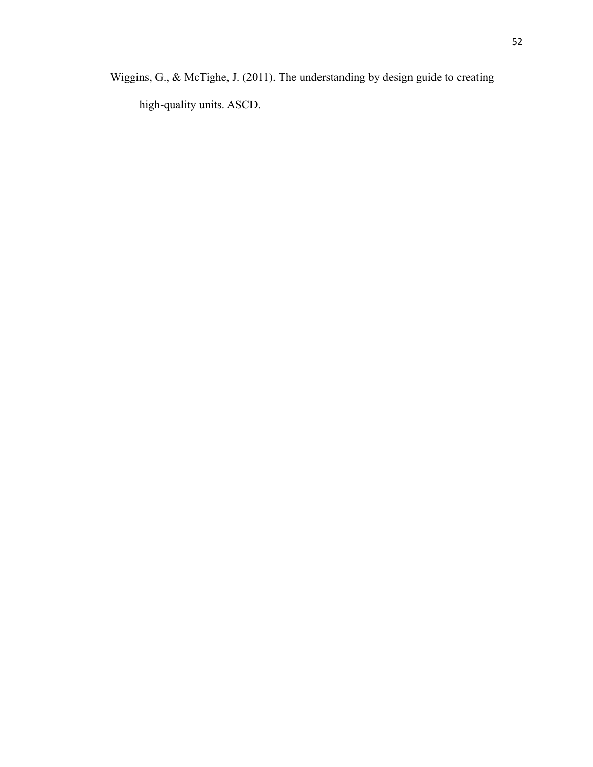Wiggins, G., & McTighe, J. (2011). The understanding by design guide to creating high-quality units. ASCD.